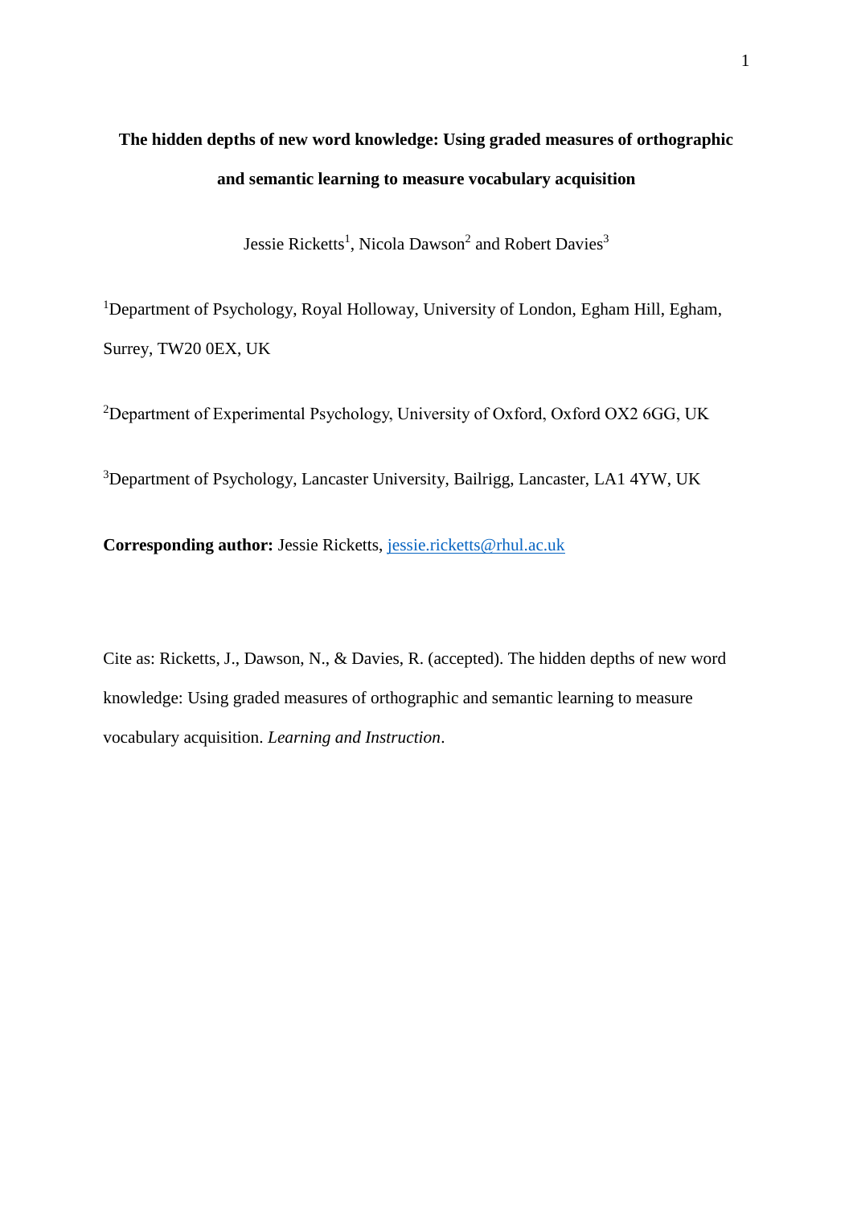# The hidden depths of new word knowledge: Using graded measures of orthographic and semantic learning to measure vocabulary acquisition

Jessie Ricketts[1], Nicola Dawson[2] and Robert Davies[3]

[1]Department of Psychology, Royal Holloway, University of London, Egham Hill, Egham, Surrey, TW20 0EX, UK

[2]Department of Experimental Psychology, University of Oxford, Oxford OX2 6GG, UK

[3]Department of Psychology, Lancaster University, Bailrigg, Lancaster, LA1 4YW, UK

**Corresponding author:** Jessie Ricketts, jessie.ricketts@rhul.ac.uk

Cite as: Ricketts, J., Dawson, N., & Davies, R. (accepted). The hidden depths of new word knowledge: Using graded measures of orthographic and semantic learning to measure vocabulary acquisition. *Learning and Instruction*.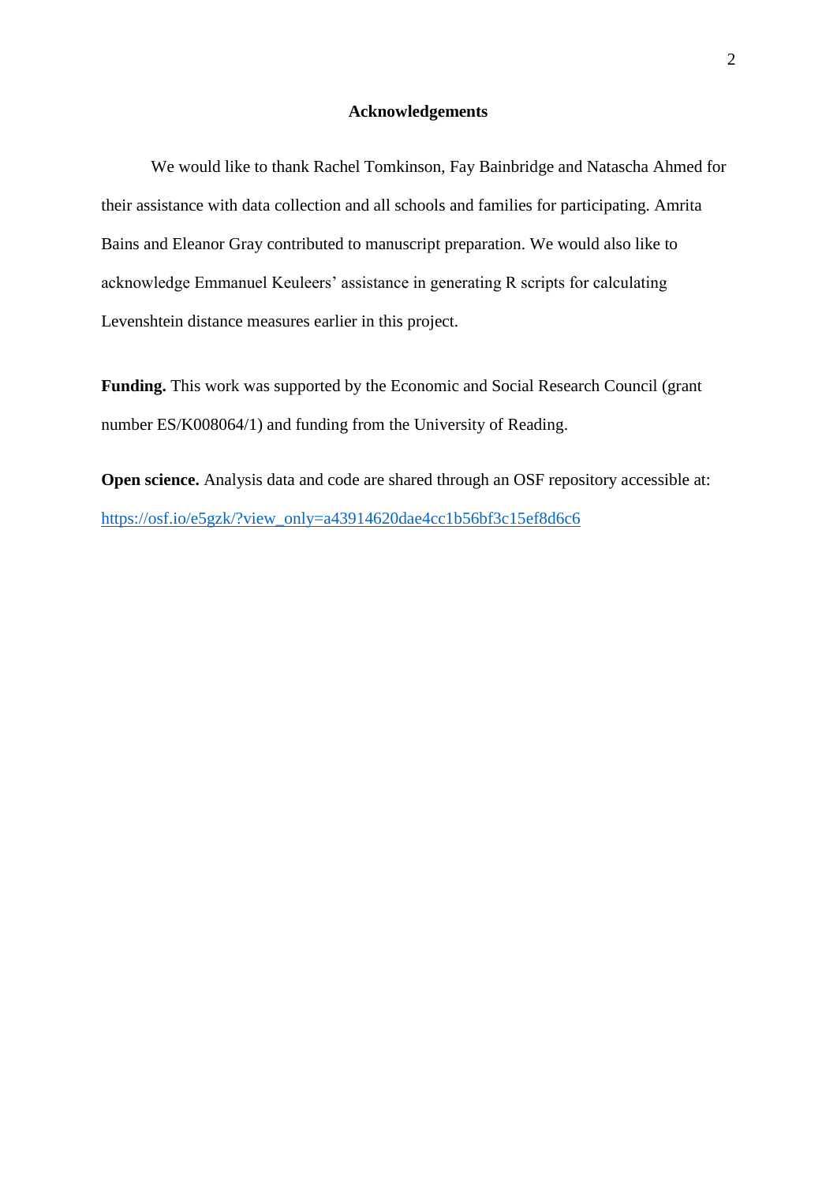## Acknowledgements

We would like to thank Rachel Tomkinson, Fay Bainbridge and Natascha Ahmed for their assistance with data collection and all schools and families for participating. Amrita Bains and Eleanor Gray contributed to manuscript preparation. We would also like to acknowledge Emmanuel Keuleers' assistance in generating R scripts for calculating Levenshtein distance measures earlier in this project.

**Funding.** This work was supported by the Economic and Social Research Council (grant number ES/K008064/1) and funding from the University of Reading.

**Open science.** Analysis data and code are shared through an OSF repository accessible at: https://osf.io/e5gzk/?view_only=a43914620dae4cc1b56bf3c15ef8d6c6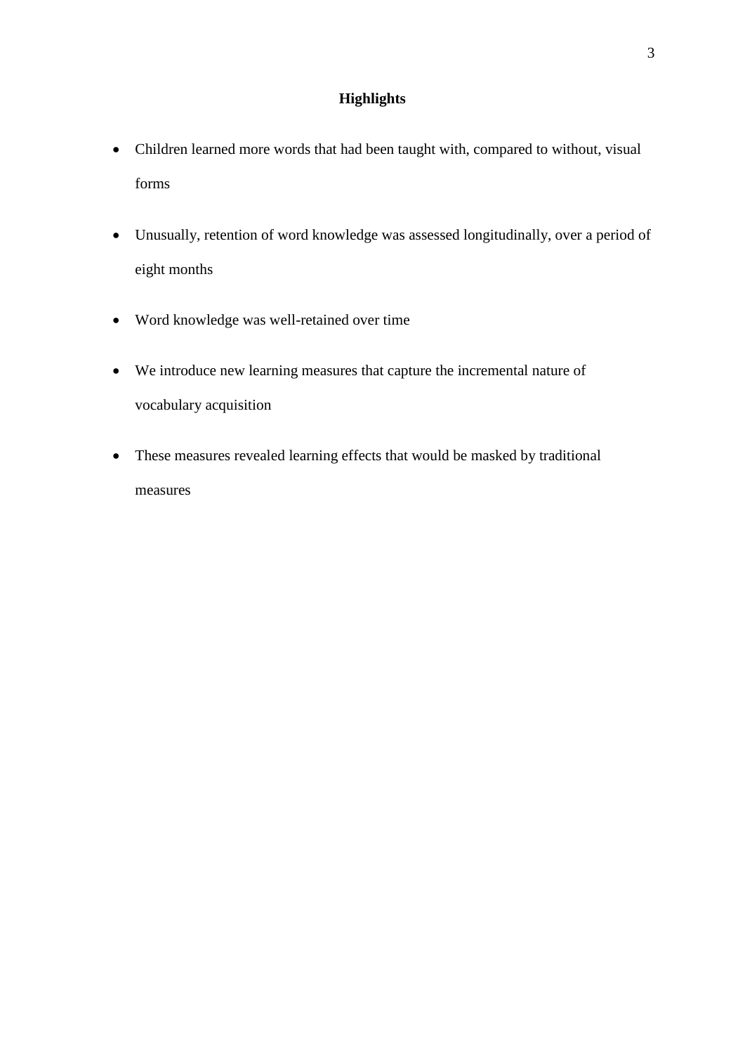# Highlights

- Children learned more words that had been taught with, compared to without, visual forms
- Unusually, retention of word knowledge was assessed longitudinally, over a period of eight months
- Word knowledge was well-retained over time
- We introduce new learning measures that capture the incremental nature of vocabulary acquisition
- These measures revealed learning effects that would be masked by traditional measures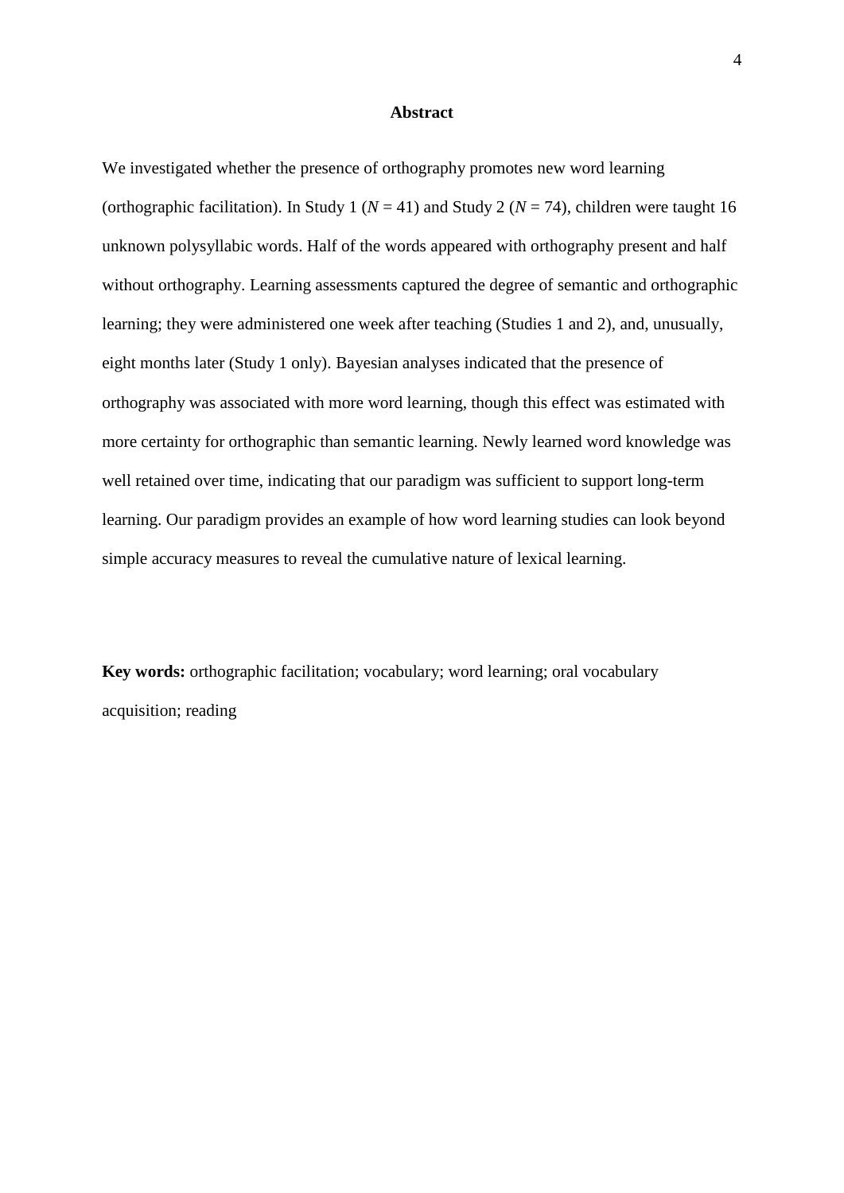## Abstract

We investigated whether the presence of orthography promotes new word learning (orthographic facilitation). In Study 1 ($N$ = 41) and Study 2 ($N$ = 74), children were taught 16 unknown polysyllabic words. Half of the words appeared with orthography present and half without orthography. Learning assessments captured the degree of semantic and orthographic learning; they were administered one week after teaching (Studies 1 and 2), and, unusually, eight months later (Study 1 only). Bayesian analyses indicated that the presence of orthography was associated with more word learning, though this effect was estimated with more certainty for orthographic than semantic learning. Newly learned word knowledge was well retained over time, indicating that our paradigm was sufficient to support long-term learning. Our paradigm provides an example of how word learning studies can look beyond simple accuracy measures to reveal the cumulative nature of lexical learning.

**Key words:** orthographic facilitation; vocabulary; word learning; oral vocabulary acquisition; reading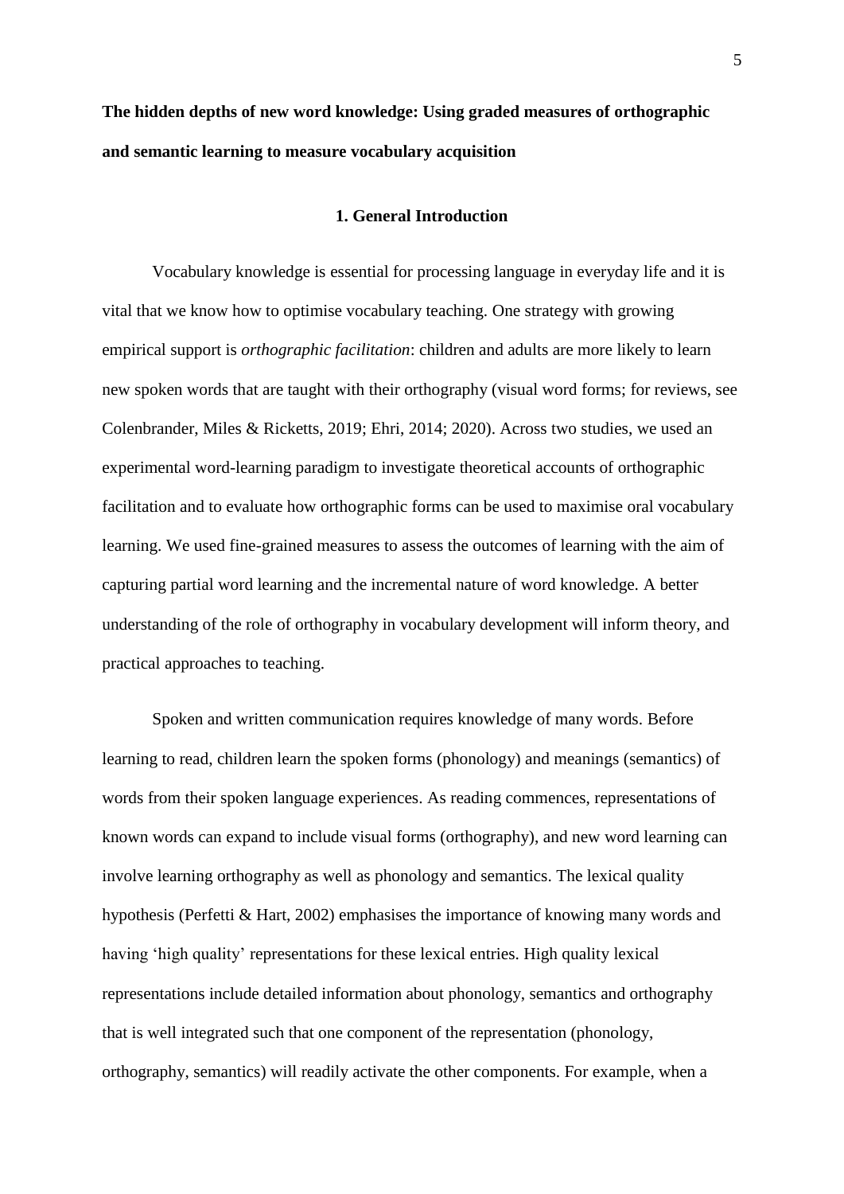**The hidden depths of new word knowledge: Using graded measures of orthographic and semantic learning to measure vocabulary acquisition**

## 1. General Introduction

Vocabulary knowledge is essential for processing language in everyday life and it is vital that we know how to optimise vocabulary teaching. One strategy with growing empirical support is *orthographic facilitation*: children and adults are more likely to learn new spoken words that are taught with their orthography (visual word forms; for reviews, see Colenbrander, Miles & Ricketts, 2019; Ehri, 2014; 2020). Across two studies, we used an experimental word-learning paradigm to investigate theoretical accounts of orthographic facilitation and to evaluate how orthographic forms can be used to maximise oral vocabulary learning. We used fine-grained measures to assess the outcomes of learning with the aim of capturing partial word learning and the incremental nature of word knowledge. A better understanding of the role of orthography in vocabulary development will inform theory, and practical approaches to teaching.

Spoken and written communication requires knowledge of many words. Before learning to read, children learn the spoken forms (phonology) and meanings (semantics) of words from their spoken language experiences. As reading commences, representations of known words can expand to include visual forms (orthography), and new word learning can involve learning orthography as well as phonology and semantics. The lexical quality hypothesis (Perfetti & Hart, 2002) emphasises the importance of knowing many words and having 'high quality' representations for these lexical entries. High quality lexical representations include detailed information about phonology, semantics and orthography that is well integrated such that one component of the representation (phonology, orthography, semantics) will readily activate the other components. For example, when a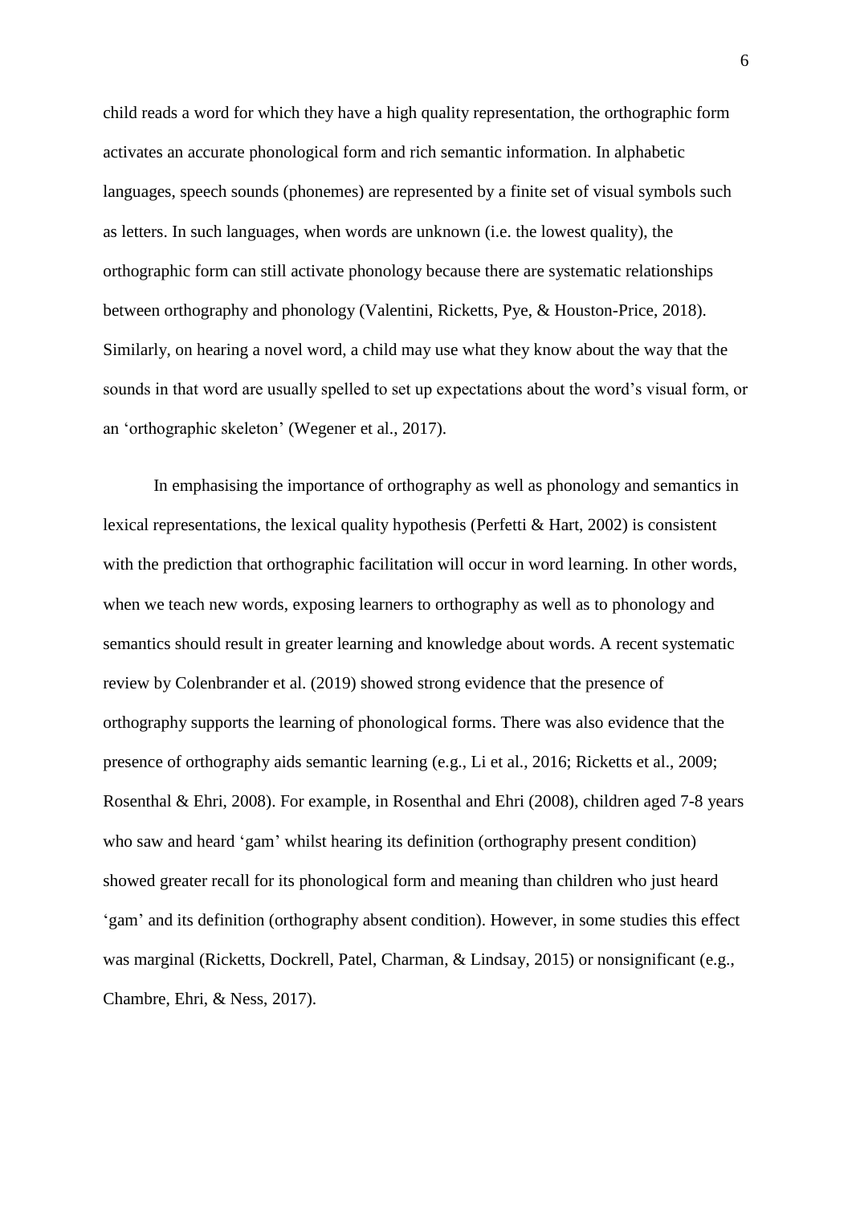child reads a word for which they have a high quality representation, the orthographic form activates an accurate phonological form and rich semantic information. In alphabetic languages, speech sounds (phonemes) are represented by a finite set of visual symbols such as letters. In such languages, when words are unknown (i.e. the lowest quality), the orthographic form can still activate phonology because there are systematic relationships between orthography and phonology (Valentini, Ricketts, Pye, & Houston-Price, 2018). Similarly, on hearing a novel word, a child may use what they know about the way that the sounds in that word are usually spelled to set up expectations about the word's visual form, or an 'orthographic skeleton' (Wegener et al., 2017).

In emphasising the importance of orthography as well as phonology and semantics in lexical representations, the lexical quality hypothesis (Perfetti & Hart, 2002) is consistent with the prediction that orthographic facilitation will occur in word learning. In other words, when we teach new words, exposing learners to orthography as well as to phonology and semantics should result in greater learning and knowledge about words. A recent systematic review by Colenbrander et al. (2019) showed strong evidence that the presence of orthography supports the learning of phonological forms. There was also evidence that the presence of orthography aids semantic learning (e.g., Li et al., 2016; Ricketts et al., 2009; Rosenthal & Ehri, 2008). For example, in Rosenthal and Ehri (2008), children aged 7-8 years who saw and heard 'gam' whilst hearing its definition (orthography present condition) showed greater recall for its phonological form and meaning than children who just heard 'gam' and its definition (orthography absent condition). However, in some studies this effect was marginal (Ricketts, Dockrell, Patel, Charman, & Lindsay, 2015) or nonsignificant (e.g., Chambre, Ehri, & Ness, 2017).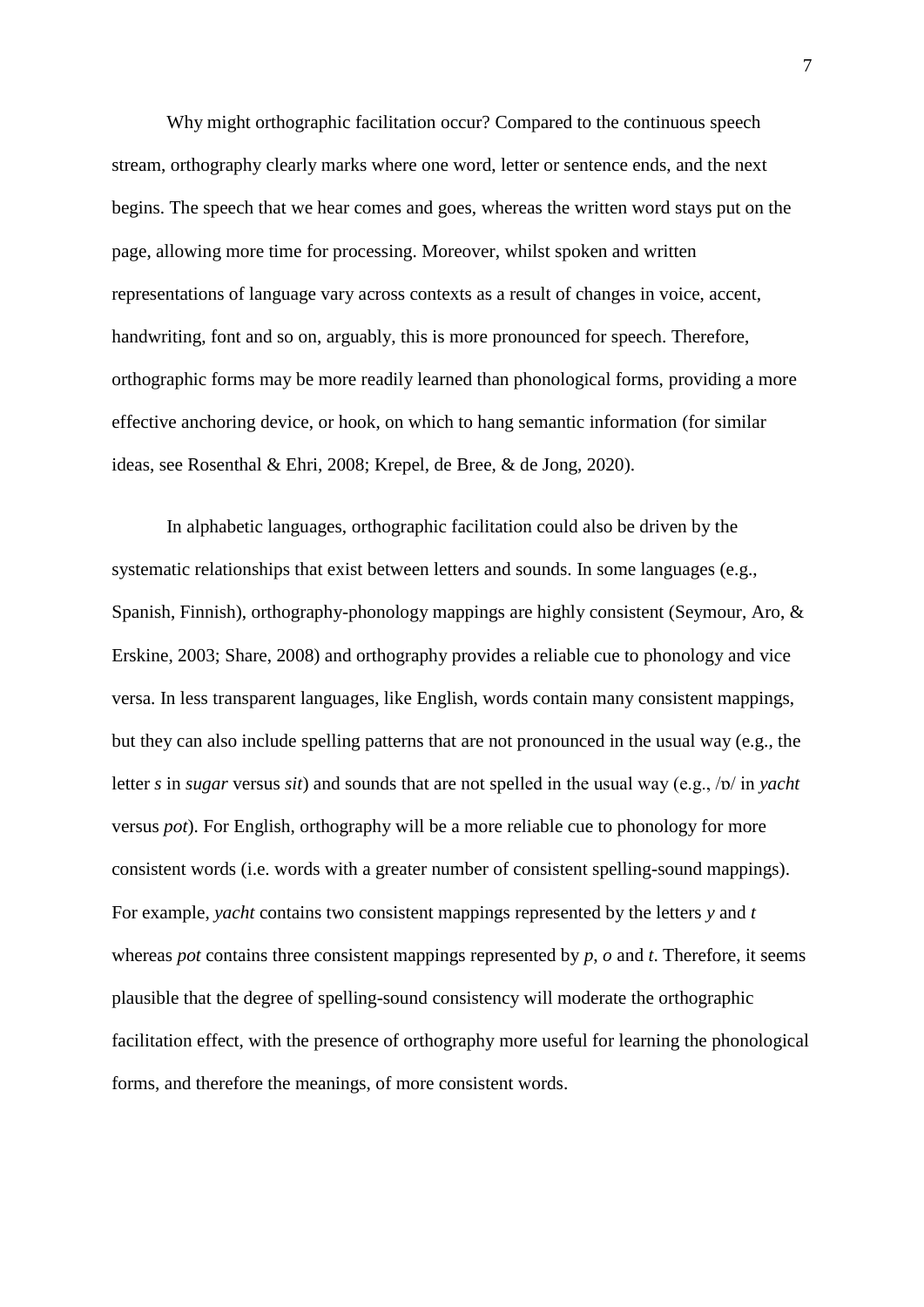Why might orthographic facilitation occur? Compared to the continuous speech stream, orthography clearly marks where one word, letter or sentence ends, and the next begins. The speech that we hear comes and goes, whereas the written word stays put on the page, allowing more time for processing. Moreover, whilst spoken and written representations of language vary across contexts as a result of changes in voice, accent, handwriting, font and so on, arguably, this is more pronounced for speech. Therefore, orthographic forms may be more readily learned than phonological forms, providing a more effective anchoring device, or hook, on which to hang semantic information (for similar ideas, see Rosenthal & Ehri, 2008; Krepel, de Bree, & de Jong, 2020).

In alphabetic languages, orthographic facilitation could also be driven by the systematic relationships that exist between letters and sounds. In some languages (e.g., Spanish, Finnish), orthography-phonology mappings are highly consistent (Seymour, Aro, & Erskine, 2003; Share, 2008) and orthography provides a reliable cue to phonology and vice versa. In less transparent languages, like English, words contain many consistent mappings, but they can also include spelling patterns that are not pronounced in the usual way (e.g., the letter *s* in *sugar* versus *sit*) and sounds that are not spelled in the usual way (e.g., /ɒ/ in *yacht* versus *pot*). For English, orthography will be a more reliable cue to phonology for more consistent words (i.e. words with a greater number of consistent spelling-sound mappings). For example, *yacht* contains two consistent mappings represented by the letters *y* and *t* whereas *pot* contains three consistent mappings represented by *p*, *o* and *t*. Therefore, it seems plausible that the degree of spelling-sound consistency will moderate the orthographic facilitation effect, with the presence of orthography more useful for learning the phonological forms, and therefore the meanings, of more consistent words.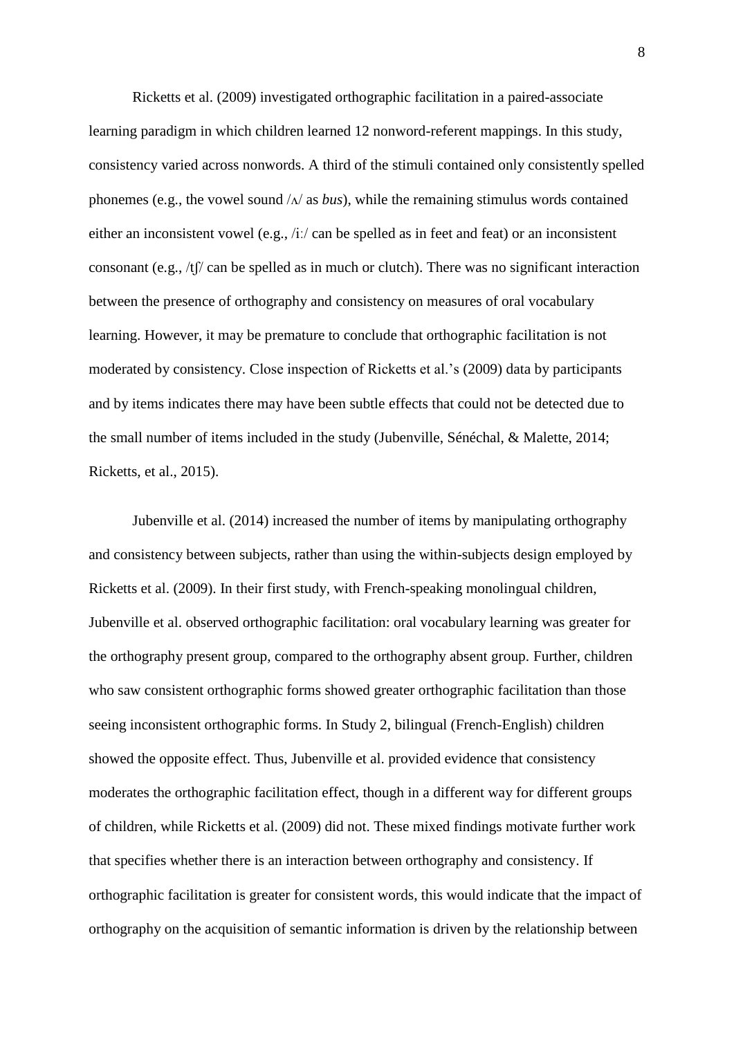Ricketts et al. (2009) investigated orthographic facilitation in a paired-associate learning paradigm in which children learned 12 nonword-referent mappings. In this study, consistency varied across nonwords. A third of the stimuli contained only consistently spelled phonemes (e.g., the vowel sound /ʌ/ as *bus*), while the remaining stimulus words contained either an inconsistent vowel (e.g., /iː/ can be spelled as in feet and feat) or an inconsistent consonant (e.g., /tʃ/ can be spelled as in much or clutch). There was no significant interaction between the presence of orthography and consistency on measures of oral vocabulary learning. However, it may be premature to conclude that orthographic facilitation is not moderated by consistency. Close inspection of Ricketts et al.'s (2009) data by participants and by items indicates there may have been subtle effects that could not be detected due to the small number of items included in the study (Jubenville, Sénéchal, & Malette, 2014; Ricketts, et al., 2015).

Jubenville et al. (2014) increased the number of items by manipulating orthography and consistency between subjects, rather than using the within-subjects design employed by Ricketts et al. (2009). In their first study, with French-speaking monolingual children, Jubenville et al. observed orthographic facilitation: oral vocabulary learning was greater for the orthography present group, compared to the orthography absent group. Further, children who saw consistent orthographic forms showed greater orthographic facilitation than those seeing inconsistent orthographic forms. In Study 2, bilingual (French-English) children showed the opposite effect. Thus, Jubenville et al. provided evidence that consistency moderates the orthographic facilitation effect, though in a different way for different groups of children, while Ricketts et al. (2009) did not. These mixed findings motivate further work that specifies whether there is an interaction between orthography and consistency. If orthographic facilitation is greater for consistent words, this would indicate that the impact of orthography on the acquisition of semantic information is driven by the relationship between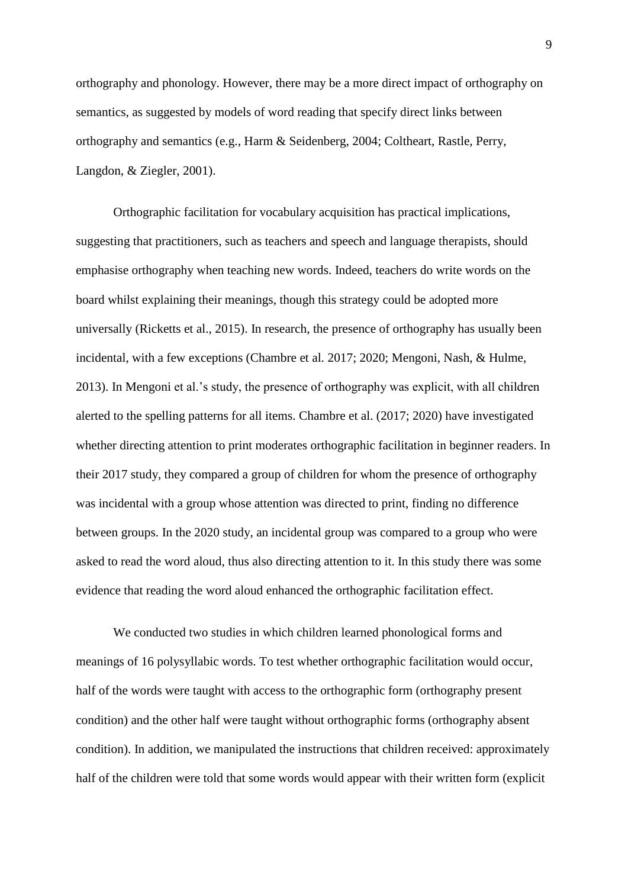orthography and phonology. However, there may be a more direct impact of orthography on semantics, as suggested by models of word reading that specify direct links between orthography and semantics (e.g., Harm & Seidenberg, 2004; Coltheart, Rastle, Perry, Langdon, & Ziegler, 2001).

Orthographic facilitation for vocabulary acquisition has practical implications, suggesting that practitioners, such as teachers and speech and language therapists, should emphasise orthography when teaching new words. Indeed, teachers do write words on the board whilst explaining their meanings, though this strategy could be adopted more universally (Ricketts et al., 2015). In research, the presence of orthography has usually been incidental, with a few exceptions (Chambre et al. 2017; 2020; Mengoni, Nash, & Hulme, 2013). In Mengoni et al.'s study, the presence of orthography was explicit, with all children alerted to the spelling patterns for all items. Chambre et al. (2017; 2020) have investigated whether directing attention to print moderates orthographic facilitation in beginner readers. In their 2017 study, they compared a group of children for whom the presence of orthography was incidental with a group whose attention was directed to print, finding no difference between groups. In the 2020 study, an incidental group was compared to a group who were asked to read the word aloud, thus also directing attention to it. In this study there was some evidence that reading the word aloud enhanced the orthographic facilitation effect.

We conducted two studies in which children learned phonological forms and meanings of 16 polysyllabic words. To test whether orthographic facilitation would occur, half of the words were taught with access to the orthographic form (orthography present condition) and the other half were taught without orthographic forms (orthography absent condition). In addition, we manipulated the instructions that children received: approximately half of the children were told that some words would appear with their written form (explicit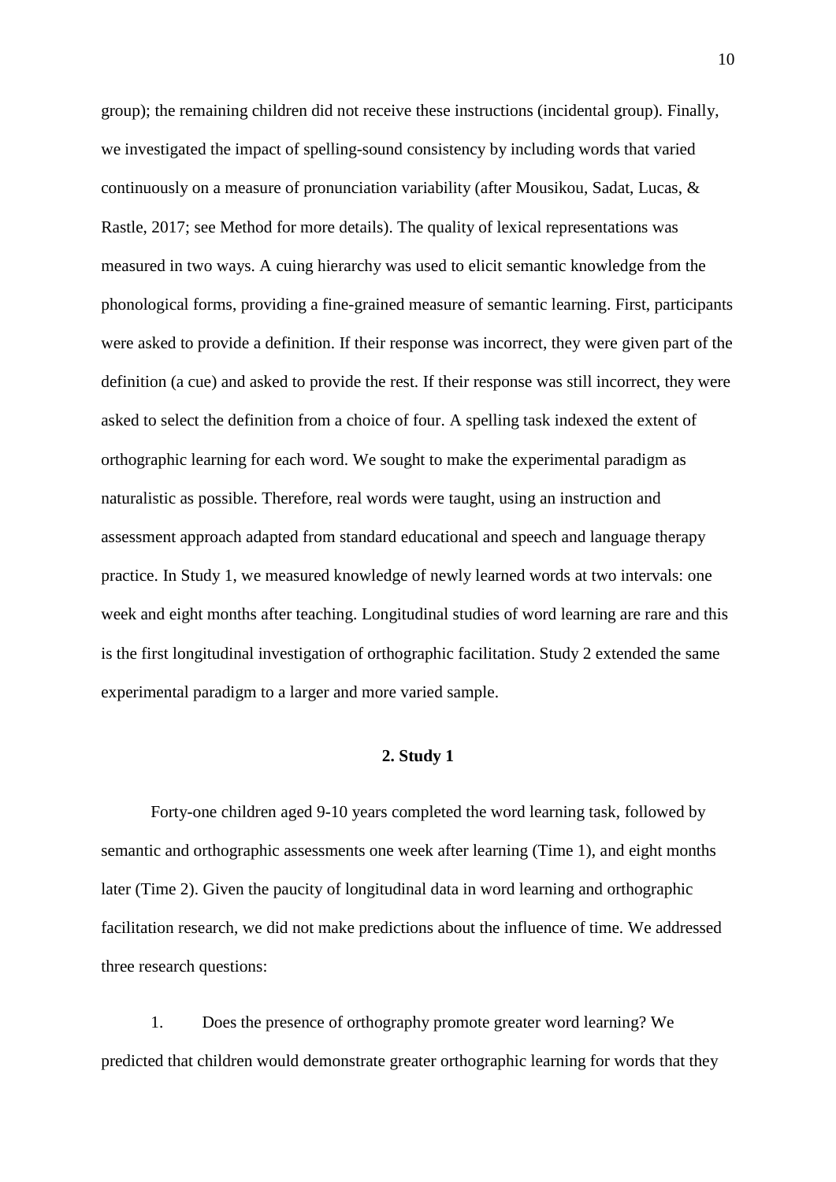group); the remaining children did not receive these instructions (incidental group). Finally, we investigated the impact of spelling-sound consistency by including words that varied continuously on a measure of pronunciation variability (after Mousikou, Sadat, Lucas, & Rastle, 2017; see Method for more details). The quality of lexical representations was measured in two ways. A cuing hierarchy was used to elicit semantic knowledge from the phonological forms, providing a fine-grained measure of semantic learning. First, participants were asked to provide a definition. If their response was incorrect, they were given part of the definition (a cue) and asked to provide the rest. If their response was still incorrect, they were asked to select the definition from a choice of four. A spelling task indexed the extent of orthographic learning for each word. We sought to make the experimental paradigm as naturalistic as possible. Therefore, real words were taught, using an instruction and assessment approach adapted from standard educational and speech and language therapy practice. In Study 1, we measured knowledge of newly learned words at two intervals: one week and eight months after teaching. Longitudinal studies of word learning are rare and this is the first longitudinal investigation of orthographic facilitation. Study 2 extended the same experimental paradigm to a larger and more varied sample.

## 2. Study 1

Forty-one children aged 9-10 years completed the word learning task, followed by semantic and orthographic assessments one week after learning (Time 1), and eight months later (Time 2). Given the paucity of longitudinal data in word learning and orthographic facilitation research, we did not make predictions about the influence of time. We addressed three research questions:

1. Does the presence of orthography promote greater word learning? We predicted that children would demonstrate greater orthographic learning for words that they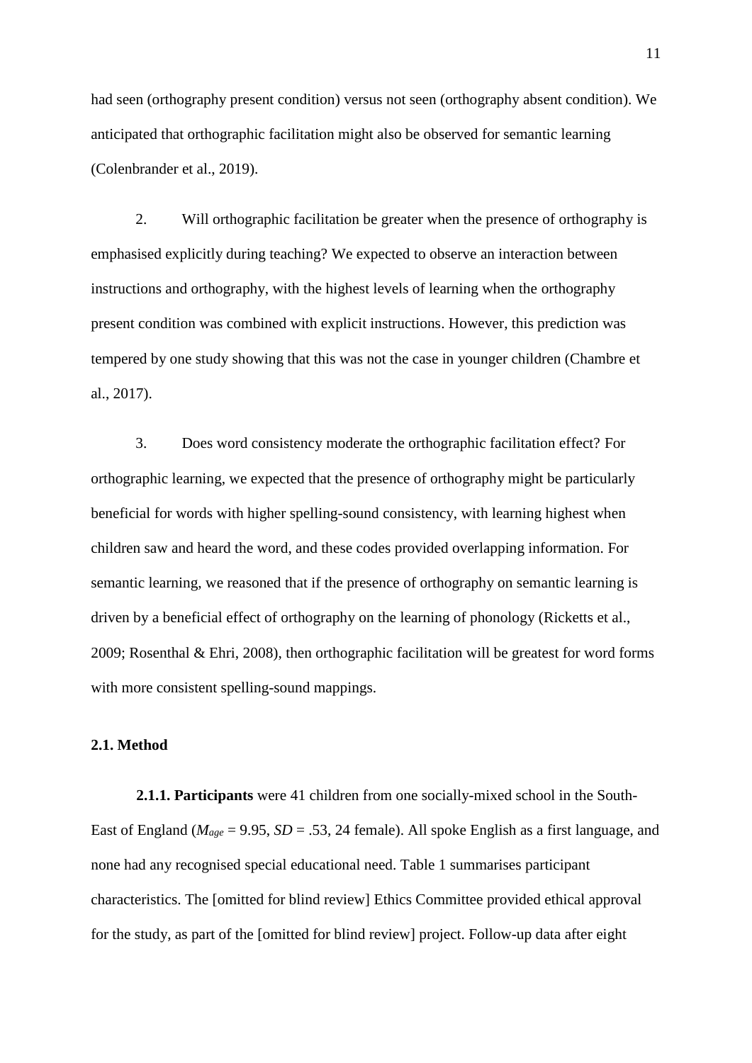had seen (orthography present condition) versus not seen (orthography absent condition). We anticipated that orthographic facilitation might also be observed for semantic learning (Colenbrander et al., 2019).

2. Will orthographic facilitation be greater when the presence of orthography is emphasised explicitly during teaching? We expected to observe an interaction between instructions and orthography, with the highest levels of learning when the orthography present condition was combined with explicit instructions. However, this prediction was tempered by one study showing that this was not the case in younger children (Chambre et al., 2017).

3. Does word consistency moderate the orthographic facilitation effect? For orthographic learning, we expected that the presence of orthography might be particularly beneficial for words with higher spelling-sound consistency, with learning highest when children saw and heard the word, and these codes provided overlapping information. For semantic learning, we reasoned that if the presence of orthography on semantic learning is driven by a beneficial effect of orthography on the learning of phonology (Ricketts et al., 2009; Rosenthal & Ehri, 2008), then orthographic facilitation will be greatest for word forms with more consistent spelling-sound mappings.

### 2.1. Method

**2.1.1. Participants** were 41 children from one socially-mixed school in the South-East of England ($M_{age}$ = 9.95, $SD$ = .53, 24 female). All spoke English as a first language, and none had any recognised special educational need. Table 1 summarises participant characteristics. The [omitted for blind review] Ethics Committee provided ethical approval for the study, as part of the [omitted for blind review] project. Follow-up data after eight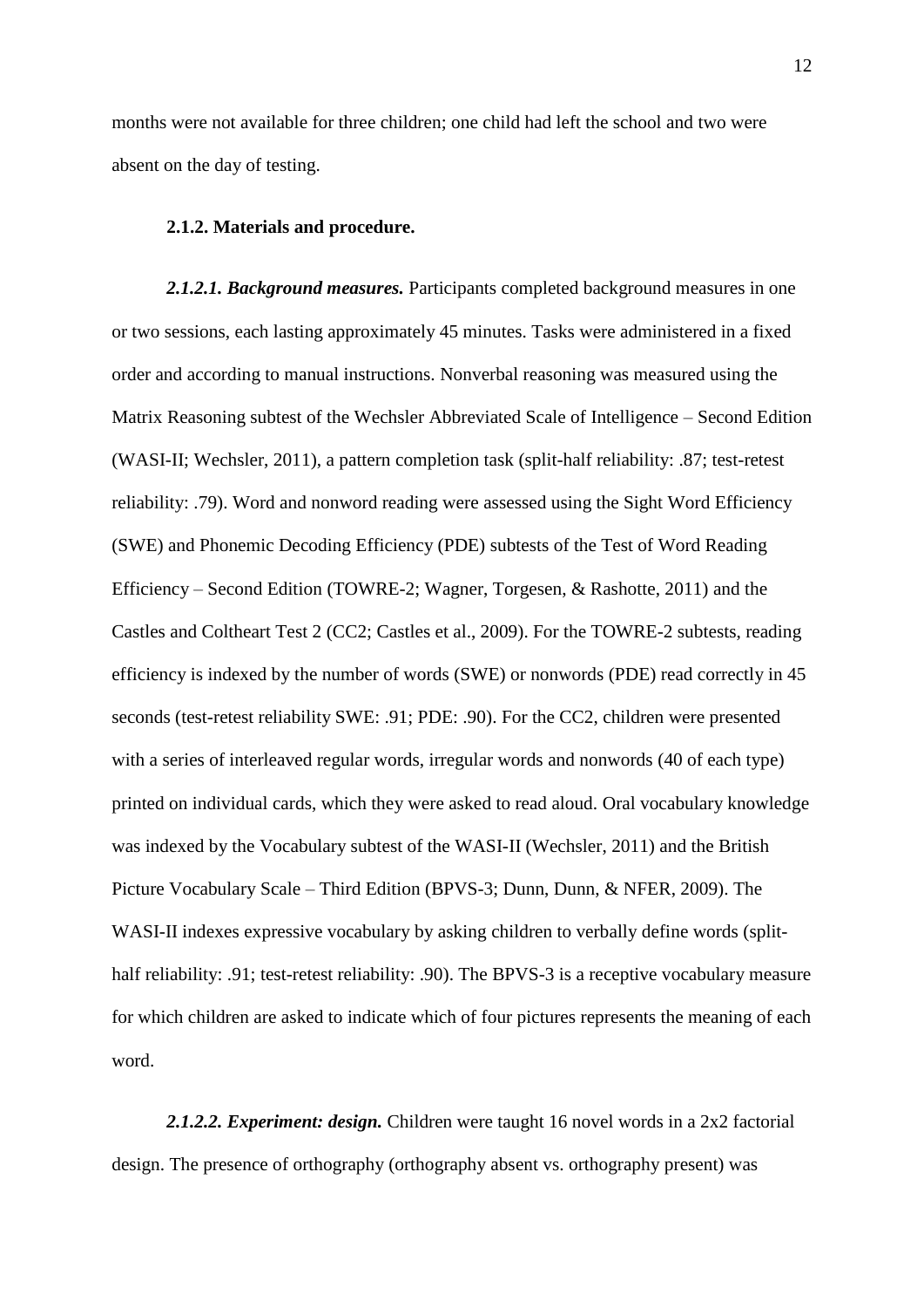months were not available for three children; one child had left the school and two were absent on the day of testing.

### 2.1.2. Materials and procedure.

***2.1.2.1. Background measures.*** Participants completed background measures in one or two sessions, each lasting approximately 45 minutes. Tasks were administered in a fixed order and according to manual instructions. Nonverbal reasoning was measured using the Matrix Reasoning subtest of the Wechsler Abbreviated Scale of Intelligence – Second Edition (WASI-II; Wechsler, 2011), a pattern completion task (split-half reliability: .87; test-retest reliability: .79). Word and nonword reading were assessed using the Sight Word Efficiency (SWE) and Phonemic Decoding Efficiency (PDE) subtests of the Test of Word Reading Efficiency – Second Edition (TOWRE-2; Wagner, Torgesen, & Rashotte, 2011) and the Castles and Coltheart Test 2 (CC2; Castles et al., 2009). For the TOWRE-2 subtests, reading efficiency is indexed by the number of words (SWE) or nonwords (PDE) read correctly in 45 seconds (test-retest reliability SWE: .91; PDE: .90). For the CC2, children were presented with a series of interleaved regular words, irregular words and nonwords (40 of each type) printed on individual cards, which they were asked to read aloud. Oral vocabulary knowledge was indexed by the Vocabulary subtest of the WASI-II (Wechsler, 2011) and the British Picture Vocabulary Scale – Third Edition (BPVS-3; Dunn, Dunn, & NFER, 2009). The WASI-II indexes expressive vocabulary by asking children to verbally define words (split-half reliability: .91; test-retest reliability: .90). The BPVS-3 is a receptive vocabulary measure for which children are asked to indicate which of four pictures represents the meaning of each word.

***2.1.2.2. Experiment: design.*** Children were taught 16 novel words in a 2x2 factorial design. The presence of orthography (orthography absent vs. orthography present) was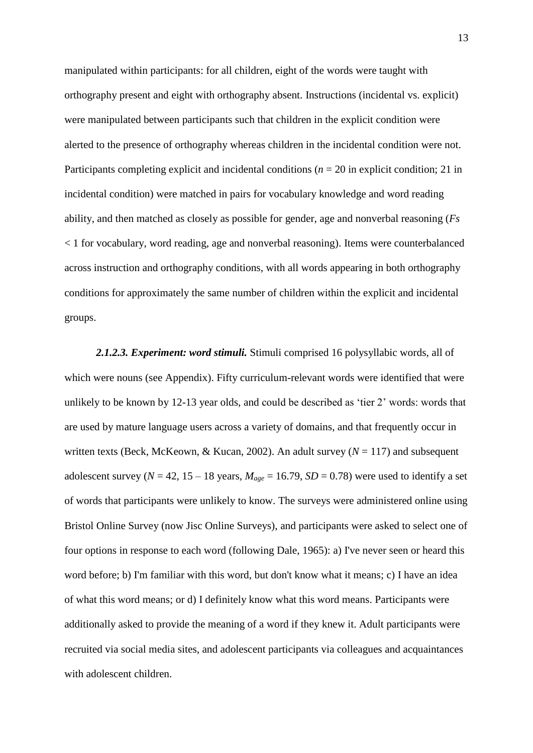manipulated within participants: for all children, eight of the words were taught with orthography present and eight with orthography absent. Instructions (incidental vs. explicit) were manipulated between participants such that children in the explicit condition were alerted to the presence of orthography whereas children in the incidental condition were not. Participants completing explicit and incidental conditions ($n$ = 20 in explicit condition; 21 in incidental condition) were matched in pairs for vocabulary knowledge and word reading ability, and then matched as closely as possible for gender, age and nonverbal reasoning (*Fs* < 1 for vocabulary, word reading, age and nonverbal reasoning). Items were counterbalanced across instruction and orthography conditions, with all words appearing in both orthography conditions for approximately the same number of children within the explicit and incidental groups.

***2.1.2.3. Experiment: word stimuli.*** Stimuli comprised 16 polysyllabic words, all of which were nouns (see Appendix). Fifty curriculum-relevant words were identified that were unlikely to be known by 12-13 year olds, and could be described as 'tier 2' words: words that are used by mature language users across a variety of domains, and that frequently occur in written texts (Beck, McKeown, & Kucan, 2002). An adult survey ($N$ = 117) and subsequent adolescent survey ($N$ = 42, 15 – 18 years, $M_{age}$ = 16.79, $SD$ = 0.78) were used to identify a set of words that participants were unlikely to know. The surveys were administered online using Bristol Online Survey (now Jisc Online Surveys), and participants were asked to select one of four options in response to each word (following Dale, 1965): a) I've never seen or heard this word before; b) I'm familiar with this word, but don't know what it means; c) I have an idea of what this word means; or d) I definitely know what this word means. Participants were additionally asked to provide the meaning of a word if they knew it. Adult participants were recruited via social media sites, and adolescent participants via colleagues and acquaintances with adolescent children.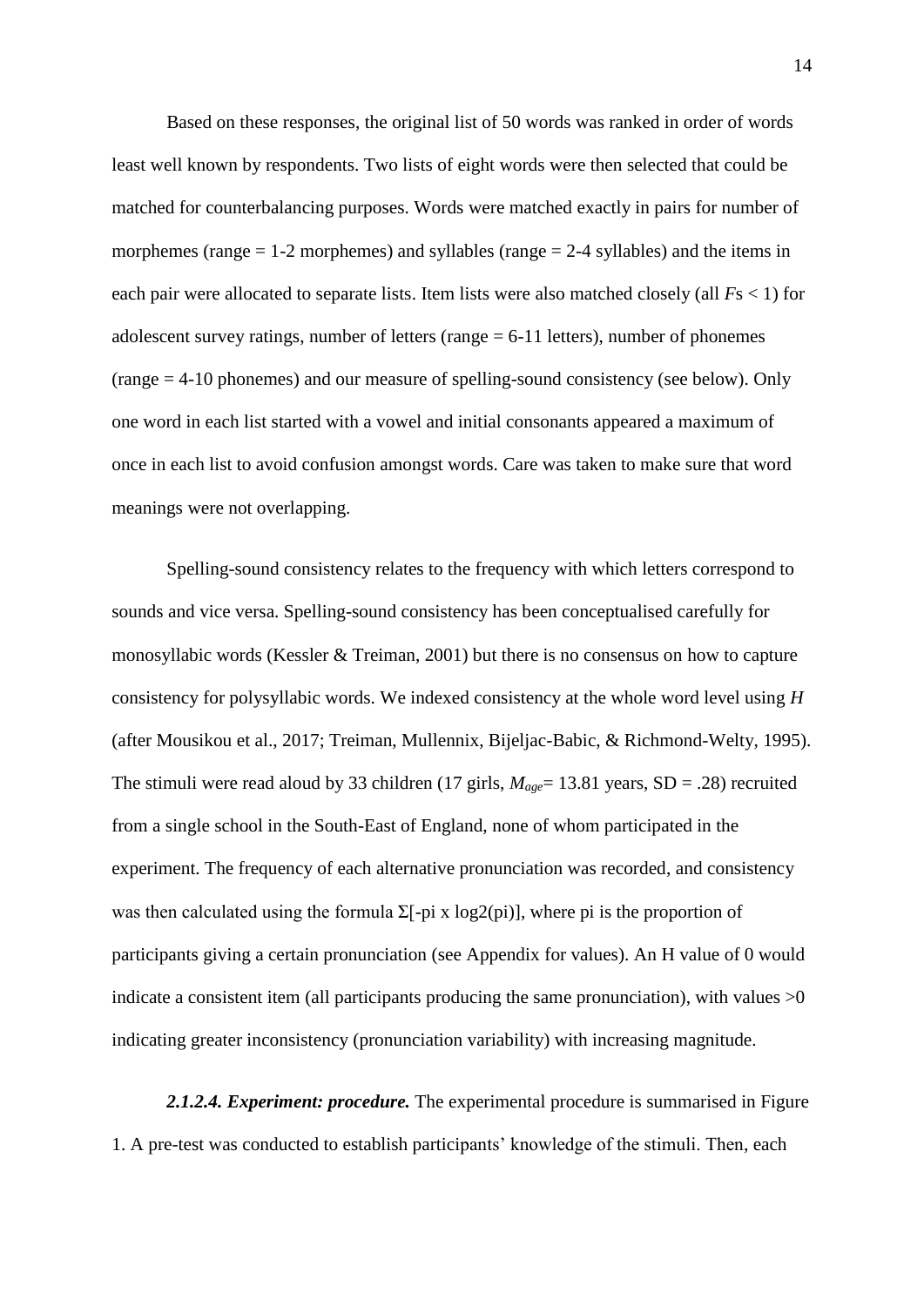Based on these responses, the original list of 50 words was ranked in order of words least well known by respondents. Two lists of eight words were then selected that could be matched for counterbalancing purposes. Words were matched exactly in pairs for number of morphemes (range = 1-2 morphemes) and syllables (range = 2-4 syllables) and the items in each pair were allocated to separate lists. Item lists were also matched closely (all $F$s < 1) for adolescent survey ratings, number of letters (range = 6-11 letters), number of phonemes (range = 4-10 phonemes) and our measure of spelling-sound consistency (see below). Only one word in each list started with a vowel and initial consonants appeared a maximum of once in each list to avoid confusion amongst words. Care was taken to make sure that word meanings were not overlapping.

Spelling-sound consistency relates to the frequency with which letters correspond to sounds and vice versa. Spelling-sound consistency has been conceptualised carefully for monosyllabic words (Kessler & Treiman, 2001) but there is no consensus on how to capture consistency for polysyllabic words. We indexed consistency at the whole word level using $H$ (after Mousikou et al., 2017; Treiman, Mullennix, Bijeljac-Babic, & Richmond-Welty, 1995). The stimuli were read aloud by 33 children (17 girls, $M_{age}$= 13.81 years, SD = .28) recruited from a single school in the South-East of England, none of whom participated in the experiment. The frequency of each alternative pronunciation was recorded, and consistency was then calculated using the formula $\Sigma[-p_i \times \log_2(p_i)]$, where pi is the proportion of participants giving a certain pronunciation (see Appendix for values). An H value of 0 would indicate a consistent item (all participants producing the same pronunciation), with values >0 indicating greater inconsistency (pronunciation variability) with increasing magnitude.

***2.1.2.4. Experiment: procedure.*** The experimental procedure is summarised in Figure 1. A pre-test was conducted to establish participants' knowledge of the stimuli. Then, each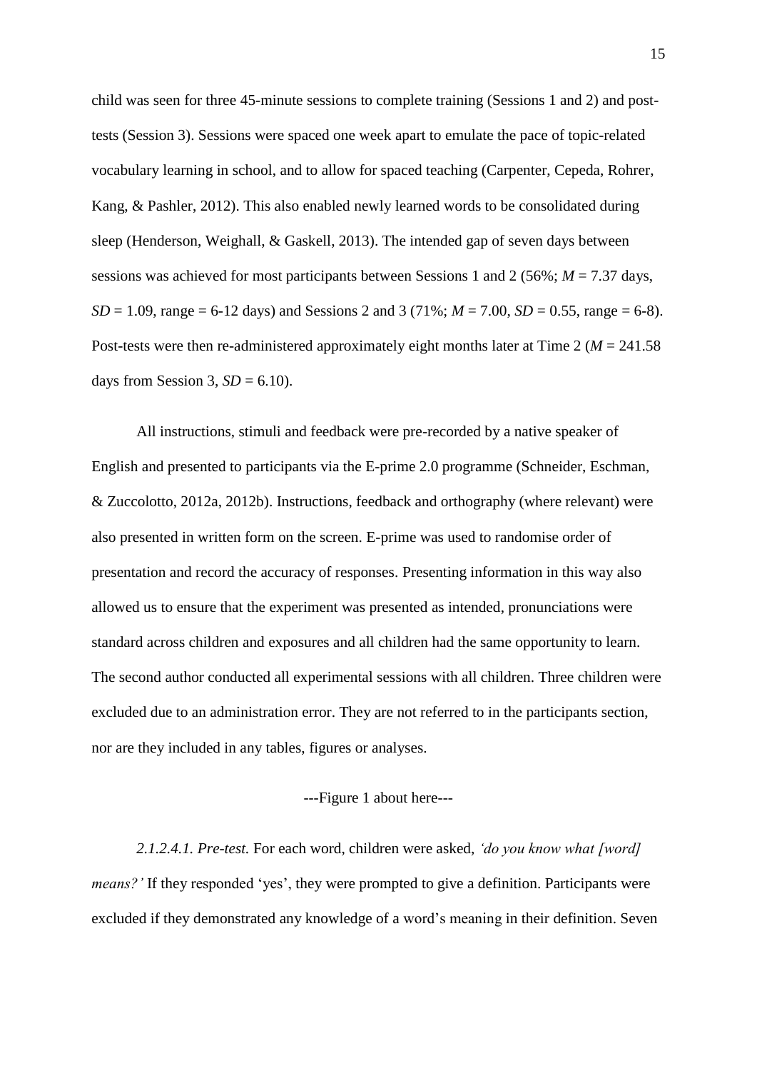child was seen for three 45-minute sessions to complete training (Sessions 1 and 2) and post-tests (Session 3). Sessions were spaced one week apart to emulate the pace of topic-related vocabulary learning in school, and to allow for spaced teaching (Carpenter, Cepeda, Rohrer, Kang, & Pashler, 2012). This also enabled newly learned words to be consolidated during sleep (Henderson, Weighall, & Gaskell, 2013). The intended gap of seven days between sessions was achieved for most participants between Sessions 1 and 2 (56%; $M$ = 7.37 days, $SD$ = 1.09, range = 6-12 days) and Sessions 2 and 3 (71%; $M$ = 7.00, $SD$ = 0.55, range = 6-8). Post-tests were then re-administered approximately eight months later at Time 2 ($M$ = 241.58 days from Session 3, $SD$ = 6.10).

All instructions, stimuli and feedback were pre-recorded by a native speaker of English and presented to participants via the E-prime 2.0 programme (Schneider, Eschman, & Zuccolotto, 2012a, 2012b). Instructions, feedback and orthography (where relevant) were also presented in written form on the screen. E-prime was used to randomise order of presentation and record the accuracy of responses. Presenting information in this way also allowed us to ensure that the experiment was presented as intended, pronunciations were standard across children and exposures and all children had the same opportunity to learn. The second author conducted all experimental sessions with all children. Three children were excluded due to an administration error. They are not referred to in the participants section, nor are they included in any tables, figures or analyses.

---Figure 1 about here---

*2.1.2.4.1. Pre-test.* For each word, children were asked, *'do you know what [word] means?'* If they responded 'yes', they were prompted to give a definition. Participants were excluded if they demonstrated any knowledge of a word's meaning in their definition. Seven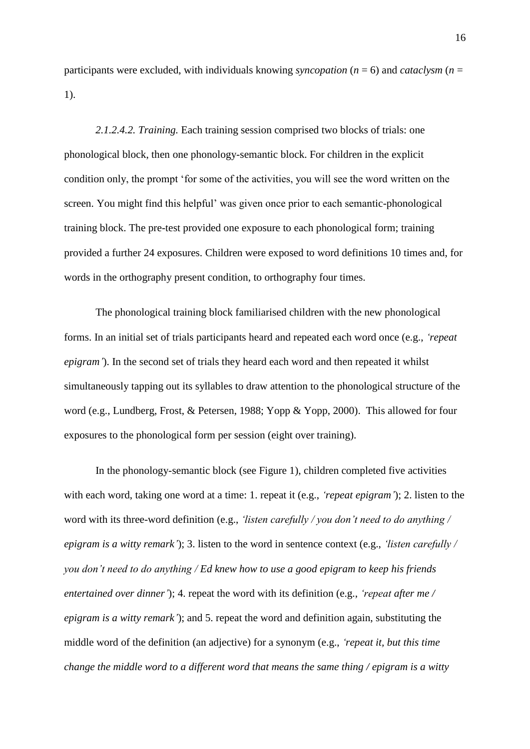participants were excluded, with individuals knowing *syncopation* ($n$ = 6) and *cataclysm* ($n$ = 1).

*2.1.2.4.2. Training.* Each training session comprised two blocks of trials: one phonological block, then one phonology-semantic block. For children in the explicit condition only, the prompt 'for some of the activities, you will see the word written on the screen. You might find this helpful' was given once prior to each semantic-phonological training block. The pre-test provided one exposure to each phonological form; training provided a further 24 exposures. Children were exposed to word definitions 10 times and, for words in the orthography present condition, to orthography four times.

The phonological training block familiarised children with the new phonological forms. In an initial set of trials participants heard and repeated each word once (e.g., *'repeat epigram'*). In the second set of trials they heard each word and then repeated it whilst simultaneously tapping out its syllables to draw attention to the phonological structure of the word (e.g., Lundberg, Frost, & Petersen, 1988; Yopp & Yopp, 2000). This allowed for four exposures to the phonological form per session (eight over training).

In the phonology-semantic block (see Figure 1), children completed five activities with each word, taking one word at a time: 1. repeat it (e.g., *'repeat epigram'*); 2. listen to the word with its three-word definition (e.g., *'listen carefully / you don't need to do anything / epigram is a witty remark'*); 3. listen to the word in sentence context (e.g., *'listen carefully / you don't need to do anything / Ed knew how to use a good epigram to keep his friends entertained over dinner'*); 4. repeat the word with its definition (e.g., *'repeat after me / epigram is a witty remark'*); and 5. repeat the word and definition again, substituting the middle word of the definition (an adjective) for a synonym (e.g., *'repeat it, but this time change the middle word to a different word that means the same thing / epigram is a witty*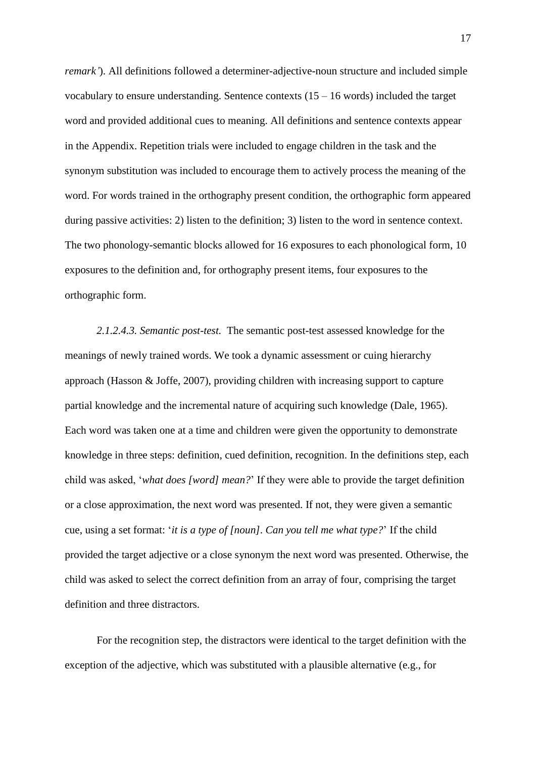*remark'*). All definitions followed a determiner-adjective-noun structure and included simple vocabulary to ensure understanding. Sentence contexts (15 – 16 words) included the target word and provided additional cues to meaning. All definitions and sentence contexts appear in the Appendix. Repetition trials were included to engage children in the task and the synonym substitution was included to encourage them to actively process the meaning of the word. For words trained in the orthography present condition, the orthographic form appeared during passive activities: 2) listen to the definition; 3) listen to the word in sentence context. The two phonology-semantic blocks allowed for 16 exposures to each phonological form, 10 exposures to the definition and, for orthography present items, four exposures to the orthographic form.

*2.1.2.4.3. Semantic post-test.* The semantic post-test assessed knowledge for the meanings of newly trained words. We took a dynamic assessment or cuing hierarchy approach (Hasson & Joffe, 2007), providing children with increasing support to capture partial knowledge and the incremental nature of acquiring such knowledge (Dale, 1965). Each word was taken one at a time and children were given the opportunity to demonstrate knowledge in three steps: definition, cued definition, recognition. In the definitions step, each child was asked, '*what does [word] mean?*' If they were able to provide the target definition or a close approximation, the next word was presented. If not, they were given a semantic cue, using a set format: '*it is a type of [noun]. Can you tell me what type?*' If the child provided the target adjective or a close synonym the next word was presented. Otherwise, the child was asked to select the correct definition from an array of four, comprising the target definition and three distractors.

For the recognition step, the distractors were identical to the target definition with the exception of the adjective, which was substituted with a plausible alternative (e.g., for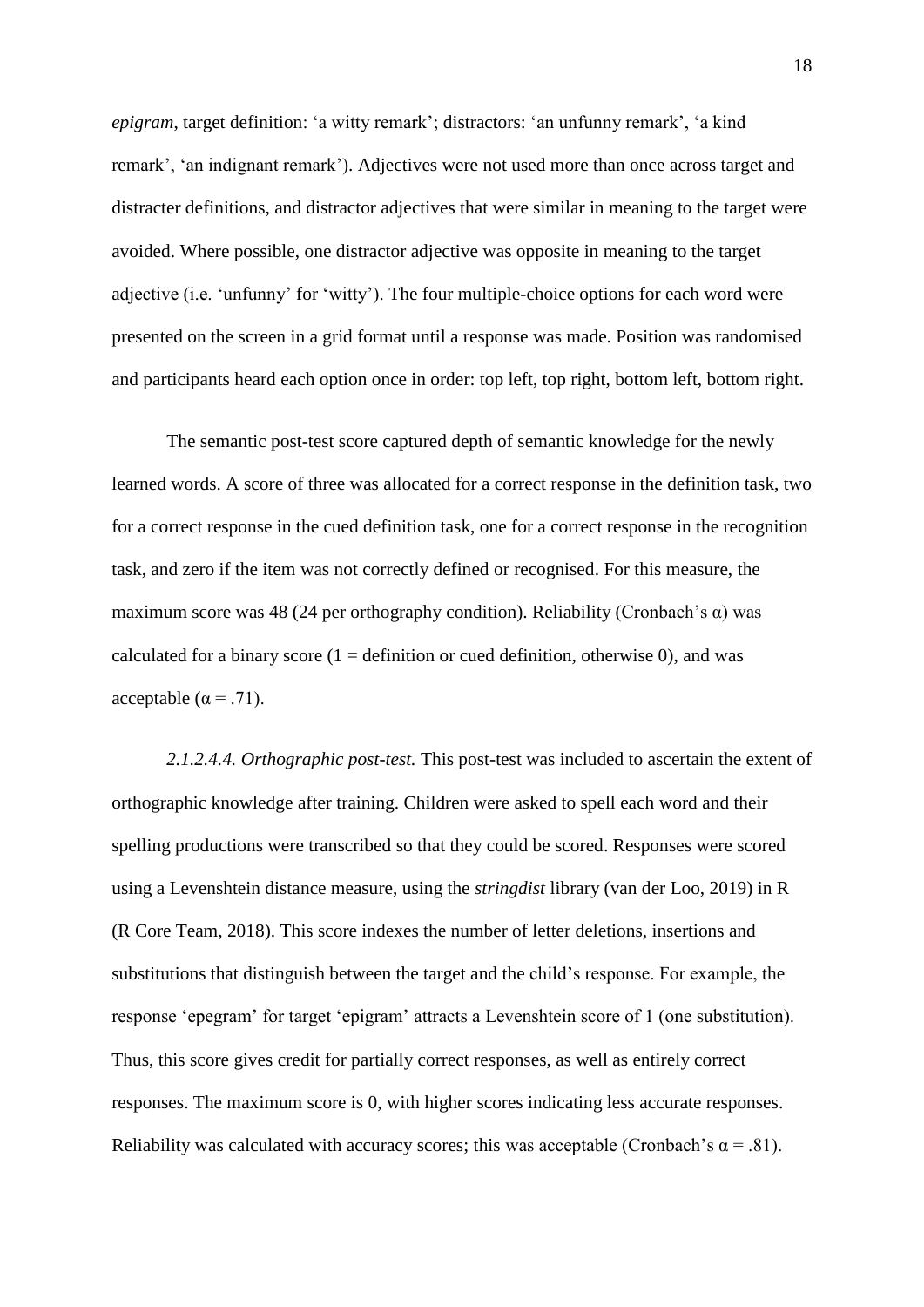*epigram*, target definition: 'a witty remark'; distractors: 'an unfunny remark', 'a kind remark', 'an indignant remark'). Adjectives were not used more than once across target and distracter definitions, and distractor adjectives that were similar in meaning to the target were avoided. Where possible, one distractor adjective was opposite in meaning to the target adjective (i.e. 'unfunny' for 'witty'). The four multiple-choice options for each word were presented on the screen in a grid format until a response was made. Position was randomised and participants heard each option once in order: top left, top right, bottom left, bottom right.

The semantic post-test score captured depth of semantic knowledge for the newly learned words. A score of three was allocated for a correct response in the definition task, two for a correct response in the cued definition task, one for a correct response in the recognition task, and zero if the item was not correctly defined or recognised. For this measure, the maximum score was 48 (24 per orthography condition). Reliability (Cronbach's α) was calculated for a binary score (1 = definition or cued definition, otherwise 0), and was acceptable (α = .71).

*2.1.2.4.4. Orthographic post-test.* This post-test was included to ascertain the extent of orthographic knowledge after training. Children were asked to spell each word and their spelling productions were transcribed so that they could be scored. Responses were scored using a Levenshtein distance measure, using the *stringdist* library (van der Loo, 2019) in R (R Core Team, 2018). This score indexes the number of letter deletions, insertions and substitutions that distinguish between the target and the child's response. For example, the response 'epegram' for target 'epigram' attracts a Levenshtein score of 1 (one substitution). Thus, this score gives credit for partially correct responses, as well as entirely correct responses. The maximum score is 0, with higher scores indicating less accurate responses. Reliability was calculated with accuracy scores; this was acceptable (Cronbach's α = .81).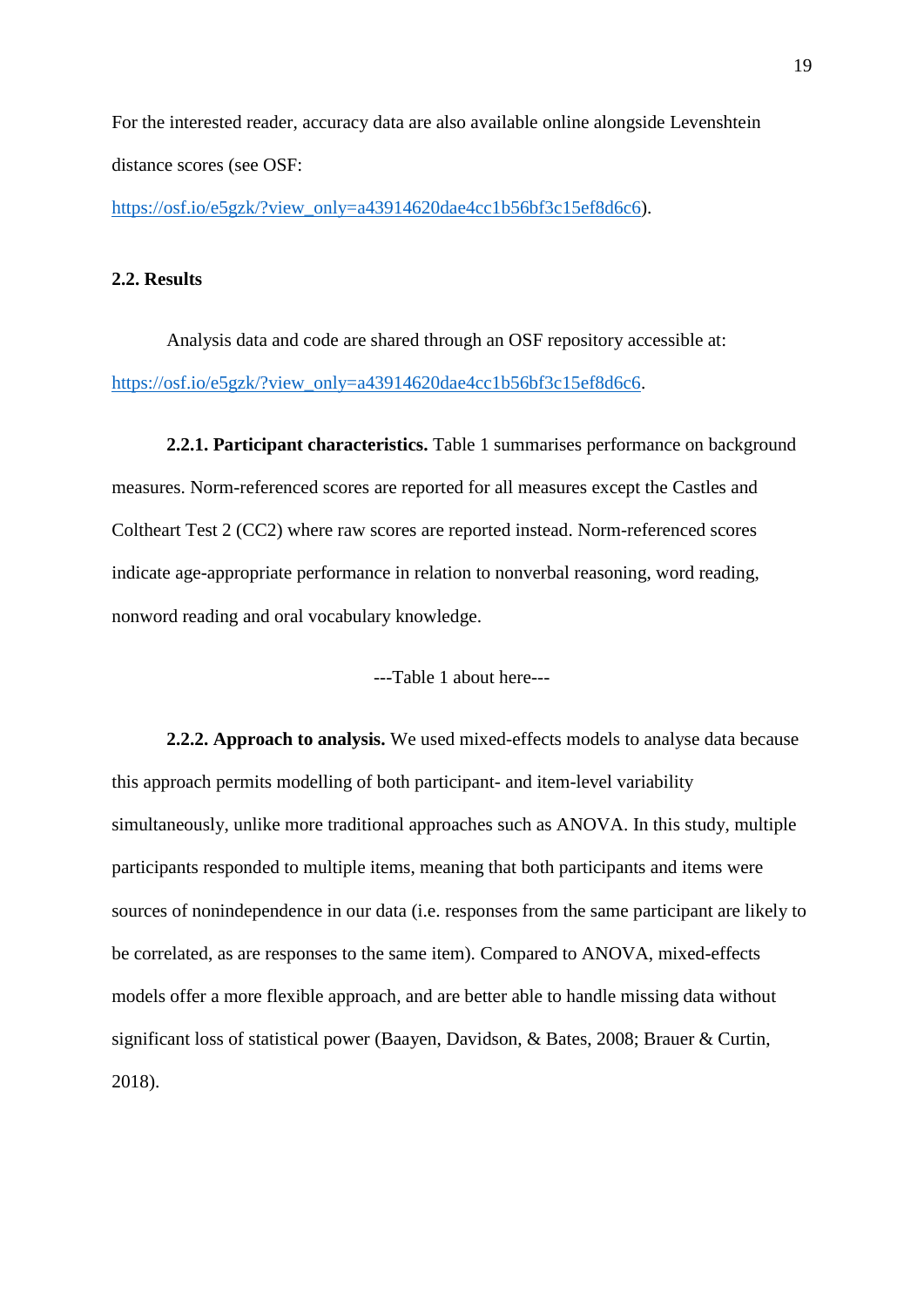For the interested reader, accuracy data are also available online alongside Levenshtein distance scores (see OSF: https://osf.io/e5gzk/?view_only=a43914620dae4cc1b56bf3c15ef8d6c6).

## 2.2. Results

Analysis data and code are shared through an OSF repository accessible at: https://osf.io/e5gzk/?view_only=a43914620dae4cc1b56bf3c15ef8d6c6.

**2.2.1. Participant characteristics.** Table 1 summarises performance on background measures. Norm-referenced scores are reported for all measures except the Castles and Coltheart Test 2 (CC2) where raw scores are reported instead. Norm-referenced scores indicate age-appropriate performance in relation to nonverbal reasoning, word reading, nonword reading and oral vocabulary knowledge.

---Table 1 about here---

**2.2.2. Approach to analysis.** We used mixed-effects models to analyse data because this approach permits modelling of both participant- and item-level variability simultaneously, unlike more traditional approaches such as ANOVA. In this study, multiple participants responded to multiple items, meaning that both participants and items were sources of nonindependence in our data (i.e. responses from the same participant are likely to be correlated, as are responses to the same item). Compared to ANOVA, mixed-effects models offer a more flexible approach, and are better able to handle missing data without significant loss of statistical power (Baayen, Davidson, & Bates, 2008; Brauer & Curtin, 2018).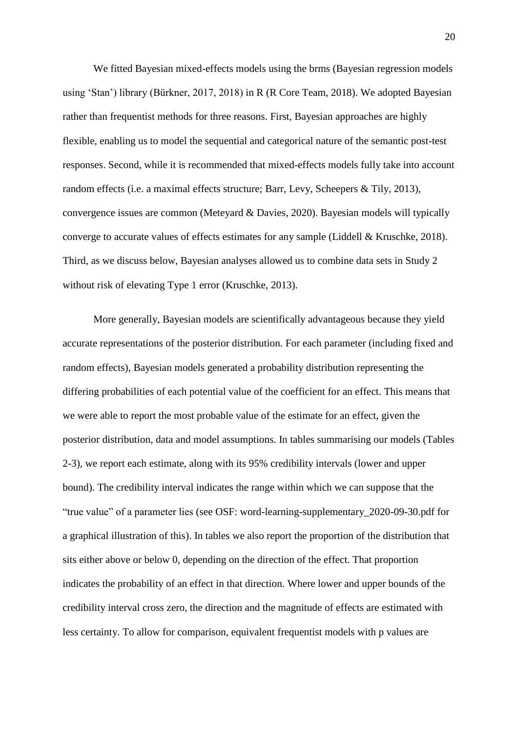We fitted Bayesian mixed-effects models using the brms (Bayesian regression models using 'Stan') library (Bürkner, 2017, 2018) in R (R Core Team, 2018). We adopted Bayesian rather than frequentist methods for three reasons. First, Bayesian approaches are highly flexible, enabling us to model the sequential and categorical nature of the semantic post-test responses. Second, while it is recommended that mixed-effects models fully take into account random effects (i.e. a maximal effects structure; Barr, Levy, Scheepers & Tily, 2013), convergence issues are common (Meteyard & Davies, 2020). Bayesian models will typically converge to accurate values of effects estimates for any sample (Liddell & Kruschke, 2018). Third, as we discuss below, Bayesian analyses allowed us to combine data sets in Study 2 without risk of elevating Type 1 error (Kruschke, 2013).

More generally, Bayesian models are scientifically advantageous because they yield accurate representations of the posterior distribution. For each parameter (including fixed and random effects), Bayesian models generated a probability distribution representing the differing probabilities of each potential value of the coefficient for an effect. This means that we were able to report the most probable value of the estimate for an effect, given the posterior distribution, data and model assumptions. In tables summarising our models (Tables 2-3), we report each estimate, along with its 95% credibility intervals (lower and upper bound). The credibility interval indicates the range within which we can suppose that the "true value" of a parameter lies (see OSF: word-learning-supplementary_2020-09-30.pdf for a graphical illustration of this). In tables we also report the proportion of the distribution that sits either above or below 0, depending on the direction of the effect. That proportion indicates the probability of an effect in that direction. Where lower and upper bounds of the credibility interval cross zero, the direction and the magnitude of effects are estimated with less certainty. To allow for comparison, equivalent frequentist models with p values are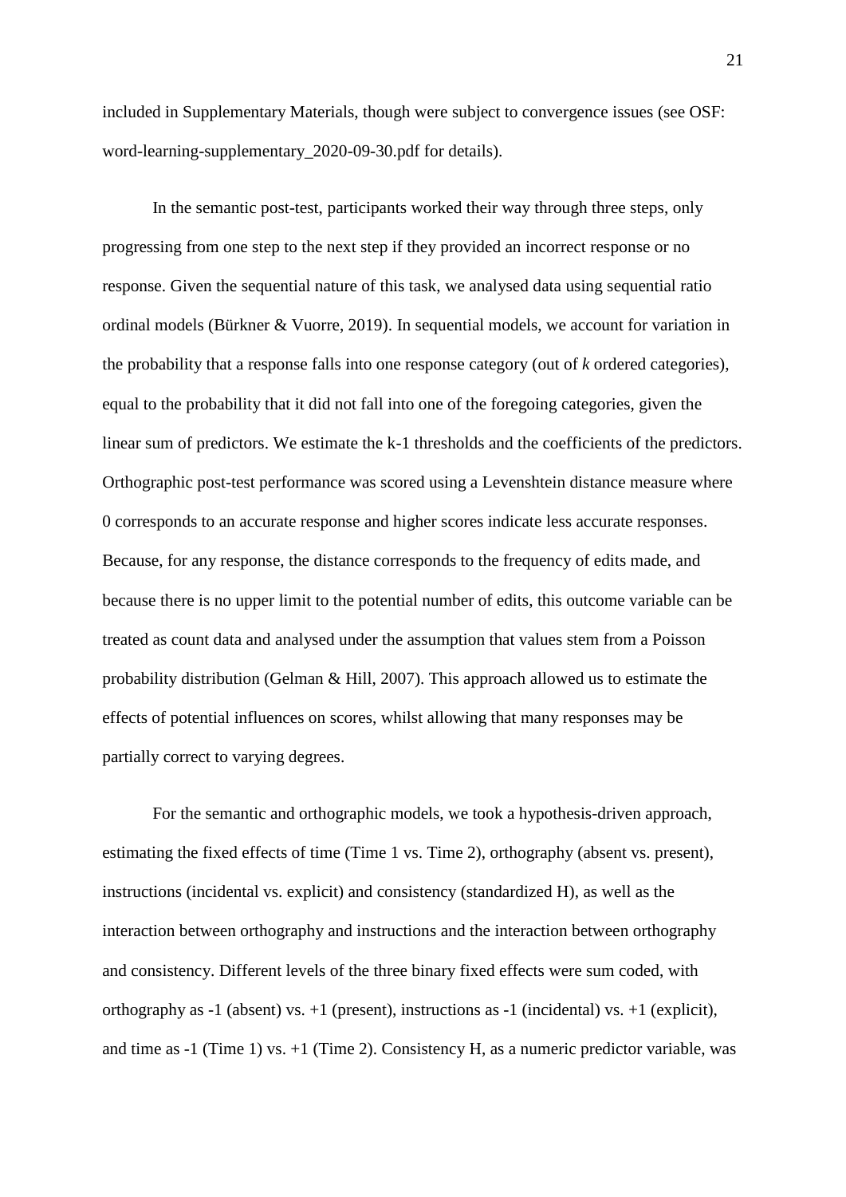included in Supplementary Materials, though were subject to convergence issues (see OSF: word-learning-supplementary_2020-09-30.pdf for details).

In the semantic post-test, participants worked their way through three steps, only progressing from one step to the next step if they provided an incorrect response or no response. Given the sequential nature of this task, we analysed data using sequential ratio ordinal models (Bürkner & Vuorre, 2019). In sequential models, we account for variation in the probability that a response falls into one response category (out of *k* ordered categories), equal to the probability that it did not fall into one of the foregoing categories, given the linear sum of predictors. We estimate the k-1 thresholds and the coefficients of the predictors. Orthographic post-test performance was scored using a Levenshtein distance measure where 0 corresponds to an accurate response and higher scores indicate less accurate responses. Because, for any response, the distance corresponds to the frequency of edits made, and because there is no upper limit to the potential number of edits, this outcome variable can be treated as count data and analysed under the assumption that values stem from a Poisson probability distribution (Gelman & Hill, 2007). This approach allowed us to estimate the effects of potential influences on scores, whilst allowing that many responses may be partially correct to varying degrees.

For the semantic and orthographic models, we took a hypothesis-driven approach, estimating the fixed effects of time (Time 1 vs. Time 2), orthography (absent vs. present), instructions (incidental vs. explicit) and consistency (standardized H), as well as the interaction between orthography and instructions and the interaction between orthography and consistency. Different levels of the three binary fixed effects were sum coded, with orthography as -1 (absent) vs. +1 (present), instructions as -1 (incidental) vs. +1 (explicit), and time as -1 (Time 1) vs. +1 (Time 2). Consistency H, as a numeric predictor variable, was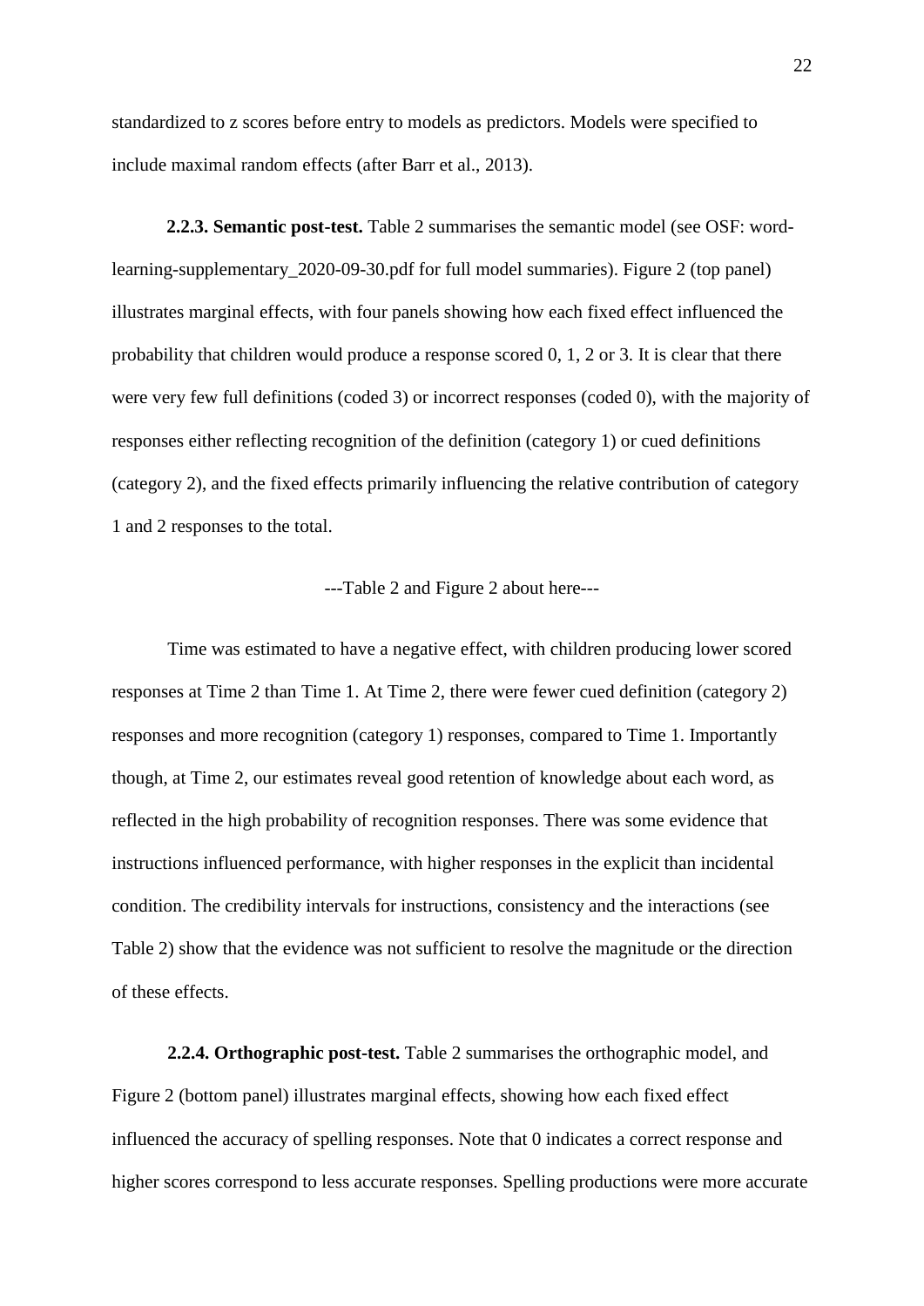standardized to z scores before entry to models as predictors. Models were specified to include maximal random effects (after Barr et al., 2013).

**2.2.3. Semantic post-test.** Table 2 summarises the semantic model (see OSF: word-learning-supplementary_2020-09-30.pdf for full model summaries). Figure 2 (top panel) illustrates marginal effects, with four panels showing how each fixed effect influenced the probability that children would produce a response scored 0, 1, 2 or 3. It is clear that there were very few full definitions (coded 3) or incorrect responses (coded 0), with the majority of responses either reflecting recognition of the definition (category 1) or cued definitions (category 2), and the fixed effects primarily influencing the relative contribution of category 1 and 2 responses to the total.

---Table 2 and Figure 2 about here---

Time was estimated to have a negative effect, with children producing lower scored responses at Time 2 than Time 1. At Time 2, there were fewer cued definition (category 2) responses and more recognition (category 1) responses, compared to Time 1. Importantly though, at Time 2, our estimates reveal good retention of knowledge about each word, as reflected in the high probability of recognition responses. There was some evidence that instructions influenced performance, with higher responses in the explicit than incidental condition. The credibility intervals for instructions, consistency and the interactions (see Table 2) show that the evidence was not sufficient to resolve the magnitude or the direction of these effects.

**2.2.4. Orthographic post-test.** Table 2 summarises the orthographic model, and Figure 2 (bottom panel) illustrates marginal effects, showing how each fixed effect influenced the accuracy of spelling responses. Note that 0 indicates a correct response and higher scores correspond to less accurate responses. Spelling productions were more accurate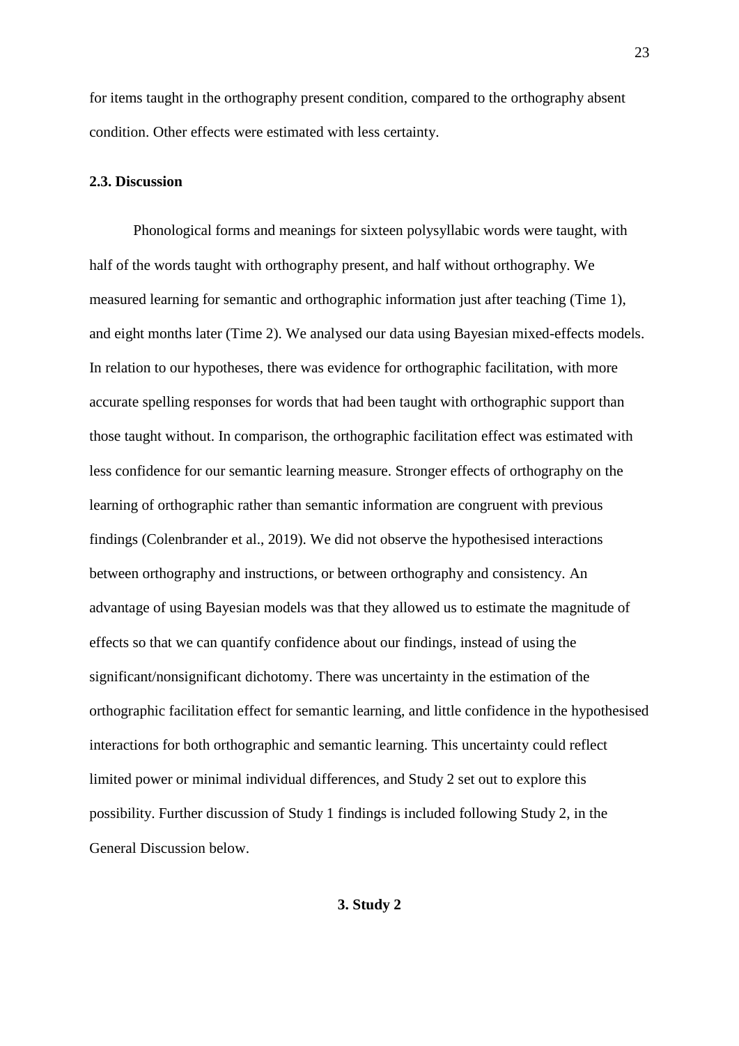for items taught in the orthography present condition, compared to the orthography absent condition. Other effects were estimated with less certainty.

### 2.3. Discussion

Phonological forms and meanings for sixteen polysyllabic words were taught, with half of the words taught with orthography present, and half without orthography. We measured learning for semantic and orthographic information just after teaching (Time 1), and eight months later (Time 2). We analysed our data using Bayesian mixed-effects models. In relation to our hypotheses, there was evidence for orthographic facilitation, with more accurate spelling responses for words that had been taught with orthographic support than those taught without. In comparison, the orthographic facilitation effect was estimated with less confidence for our semantic learning measure. Stronger effects of orthography on the learning of orthographic rather than semantic information are congruent with previous findings (Colenbrander et al., 2019). We did not observe the hypothesised interactions between orthography and instructions, or between orthography and consistency. An advantage of using Bayesian models was that they allowed us to estimate the magnitude of effects so that we can quantify confidence about our findings, instead of using the significant/nonsignificant dichotomy. There was uncertainty in the estimation of the orthographic facilitation effect for semantic learning, and little confidence in the hypothesised interactions for both orthographic and semantic learning. This uncertainty could reflect limited power or minimal individual differences, and Study 2 set out to explore this possibility. Further discussion of Study 1 findings is included following Study 2, in the General Discussion below.

## 3. Study 2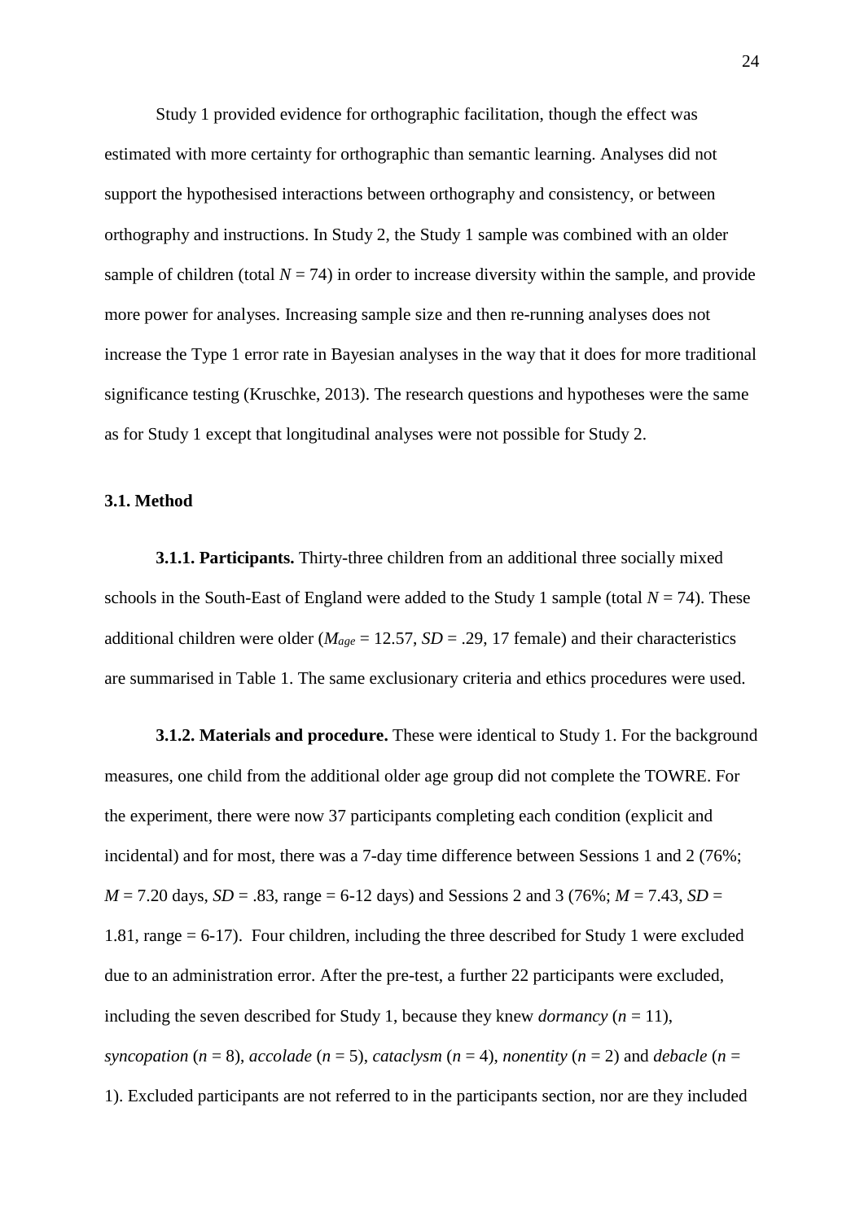Study 1 provided evidence for orthographic facilitation, though the effect was estimated with more certainty for orthographic than semantic learning. Analyses did not support the hypothesised interactions between orthography and consistency, or between orthography and instructions. In Study 2, the Study 1 sample was combined with an older sample of children (total $N = 74$) in order to increase diversity within the sample, and provide more power for analyses. Increasing sample size and then re-running analyses does not increase the Type 1 error rate in Bayesian analyses in the way that it does for more traditional significance testing (Kruschke, 2013). The research questions and hypotheses were the same as for Study 1 except that longitudinal analyses were not possible for Study 2.

### 3.1. Method

**3.1.1. Participants.** Thirty-three children from an additional three socially mixed schools in the South-East of England were added to the Study 1 sample (total $N = 74$). These additional children were older ($M_{age} = 12.57$, $SD = .29$, 17 female) and their characteristics are summarised in Table 1. The same exclusionary criteria and ethics procedures were used.

**3.1.2. Materials and procedure.** These were identical to Study 1. For the background measures, one child from the additional older age group did not complete the TOWRE. For the experiment, there were now 37 participants completing each condition (explicit and incidental) and for most, there was a 7-day time difference between Sessions 1 and 2 (76%; $M = 7.20$ days, $SD = .83$, range = 6-12 days) and Sessions 2 and 3 (76%; $M = 7.43$, $SD = 1.81$, range = 6-17). Four children, including the three described for Study 1 were excluded due to an administration error. After the pre-test, a further 22 participants were excluded, including the seven described for Study 1, because they knew *dormancy* ($n = 11$), *syncopation* ($n = 8$), *accolade* ($n = 5$), *cataclysm* ($n = 4$), *nonentity* ($n = 2$) and *debacle* ($n = 1$). Excluded participants are not referred to in the participants section, nor are they included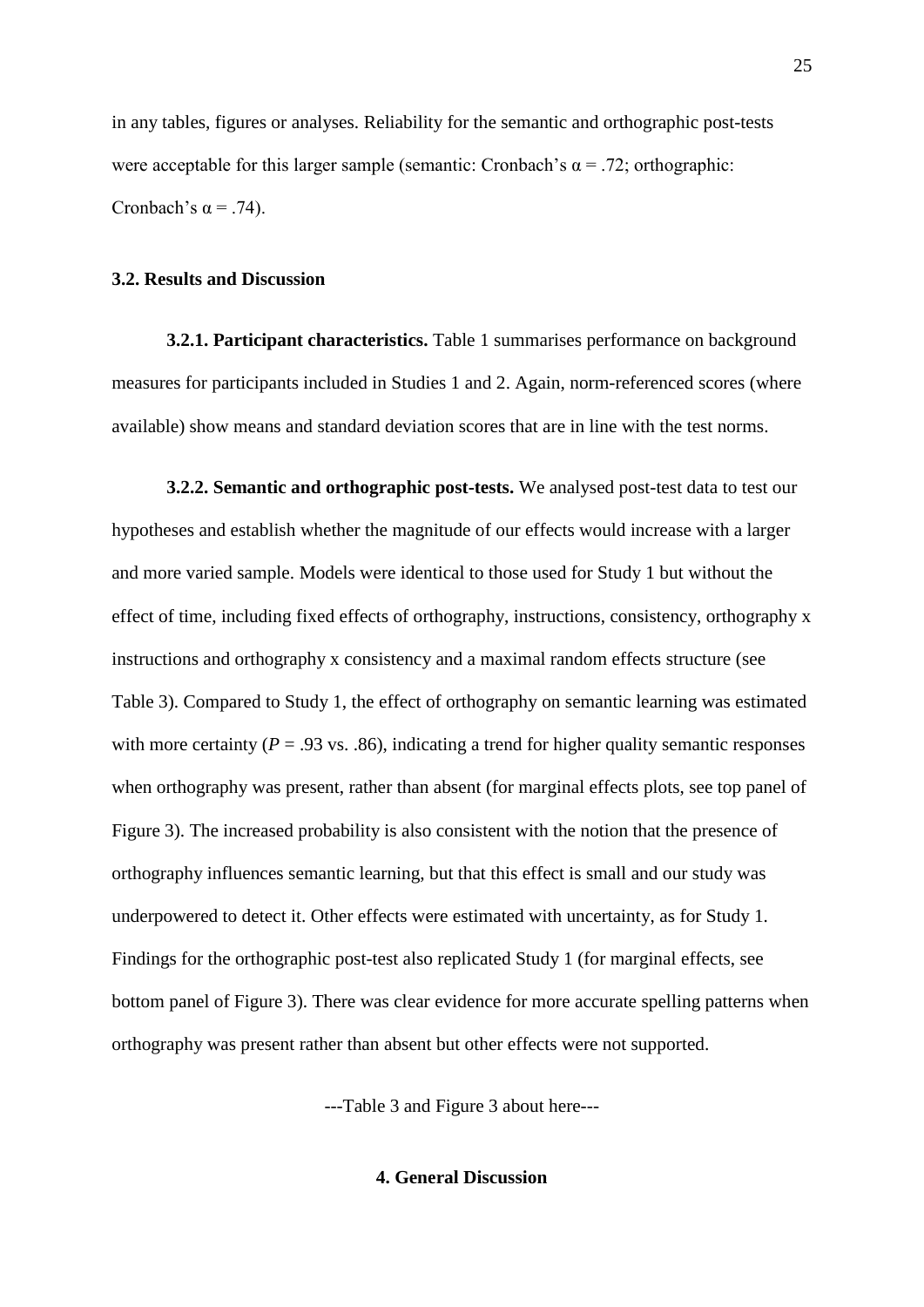in any tables, figures or analyses. Reliability for the semantic and orthographic post-tests were acceptable for this larger sample (semantic: Cronbach's $\alpha = .72$; orthographic: Cronbach's $\alpha = .74$).

### 3.2. Results and Discussion

**3.2.1. Participant characteristics.** Table 1 summarises performance on background measures for participants included in Studies 1 and 2. Again, norm-referenced scores (where available) show means and standard deviation scores that are in line with the test norms.

**3.2.2. Semantic and orthographic post-tests.** We analysed post-test data to test our hypotheses and establish whether the magnitude of our effects would increase with a larger and more varied sample. Models were identical to those used for Study 1 but without the effect of time, including fixed effects of orthography, instructions, consistency, orthography x instructions and orthography x consistency and a maximal random effects structure (see Table 3). Compared to Study 1, the effect of orthography on semantic learning was estimated with more certainty ($P = .93$ vs. $.86$), indicating a trend for higher quality semantic responses when orthography was present, rather than absent (for marginal effects plots, see top panel of Figure 3). The increased probability is also consistent with the notion that the presence of orthography influences semantic learning, but that this effect is small and our study was underpowered to detect it. Other effects were estimated with uncertainty, as for Study 1. Findings for the orthographic post-test also replicated Study 1 (for marginal effects, see bottom panel of Figure 3). There was clear evidence for more accurate spelling patterns when orthography was present rather than absent but other effects were not supported.

---Table 3 and Figure 3 about here---

## 4. General Discussion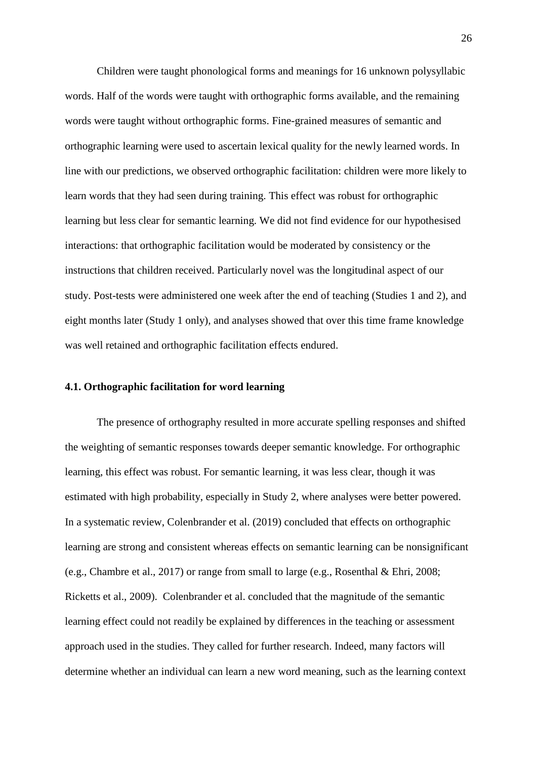Children were taught phonological forms and meanings for 16 unknown polysyllabic words. Half of the words were taught with orthographic forms available, and the remaining words were taught without orthographic forms. Fine-grained measures of semantic and orthographic learning were used to ascertain lexical quality for the newly learned words. In line with our predictions, we observed orthographic facilitation: children were more likely to learn words that they had seen during training. This effect was robust for orthographic learning but less clear for semantic learning. We did not find evidence for our hypothesised interactions: that orthographic facilitation would be moderated by consistency or the instructions that children received. Particularly novel was the longitudinal aspect of our study. Post-tests were administered one week after the end of teaching (Studies 1 and 2), and eight months later (Study 1 only), and analyses showed that over this time frame knowledge was well retained and orthographic facilitation effects endured.

### 4.1. Orthographic facilitation for word learning

The presence of orthography resulted in more accurate spelling responses and shifted the weighting of semantic responses towards deeper semantic knowledge. For orthographic learning, this effect was robust. For semantic learning, it was less clear, though it was estimated with high probability, especially in Study 2, where analyses were better powered. In a systematic review, Colenbrander et al. (2019) concluded that effects on orthographic learning are strong and consistent whereas effects on semantic learning can be nonsignificant (e.g., Chambre et al., 2017) or range from small to large (e.g., Rosenthal & Ehri, 2008; Ricketts et al., 2009). Colenbrander et al. concluded that the magnitude of the semantic learning effect could not readily be explained by differences in the teaching or assessment approach used in the studies. They called for further research. Indeed, many factors will determine whether an individual can learn a new word meaning, such as the learning context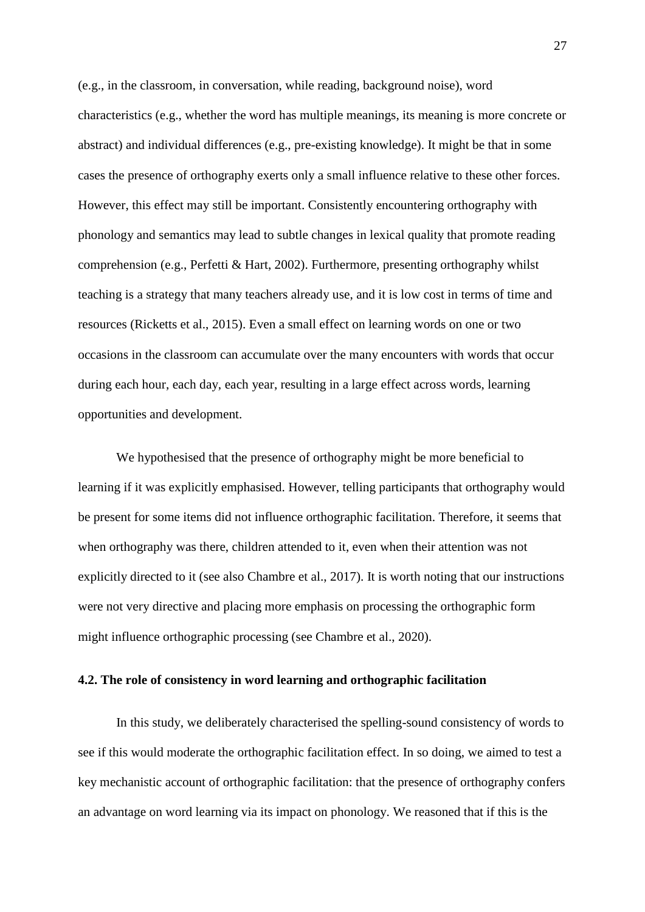(e.g., in the classroom, in conversation, while reading, background noise), word characteristics (e.g., whether the word has multiple meanings, its meaning is more concrete or abstract) and individual differences (e.g., pre-existing knowledge). It might be that in some cases the presence of orthography exerts only a small influence relative to these other forces. However, this effect may still be important. Consistently encountering orthography with phonology and semantics may lead to subtle changes in lexical quality that promote reading comprehension (e.g., Perfetti & Hart, 2002). Furthermore, presenting orthography whilst teaching is a strategy that many teachers already use, and it is low cost in terms of time and resources (Ricketts et al., 2015). Even a small effect on learning words on one or two occasions in the classroom can accumulate over the many encounters with words that occur during each hour, each day, each year, resulting in a large effect across words, learning opportunities and development.

We hypothesised that the presence of orthography might be more beneficial to learning if it was explicitly emphasised. However, telling participants that orthography would be present for some items did not influence orthographic facilitation. Therefore, it seems that when orthography was there, children attended to it, even when their attention was not explicitly directed to it (see also Chambre et al., 2017). It is worth noting that our instructions were not very directive and placing more emphasis on processing the orthographic form might influence orthographic processing (see Chambre et al., 2020).

### 4.2. The role of consistency in word learning and orthographic facilitation

In this study, we deliberately characterised the spelling-sound consistency of words to see if this would moderate the orthographic facilitation effect. In so doing, we aimed to test a key mechanistic account of orthographic facilitation: that the presence of orthography confers an advantage on word learning via its impact on phonology. We reasoned that if this is the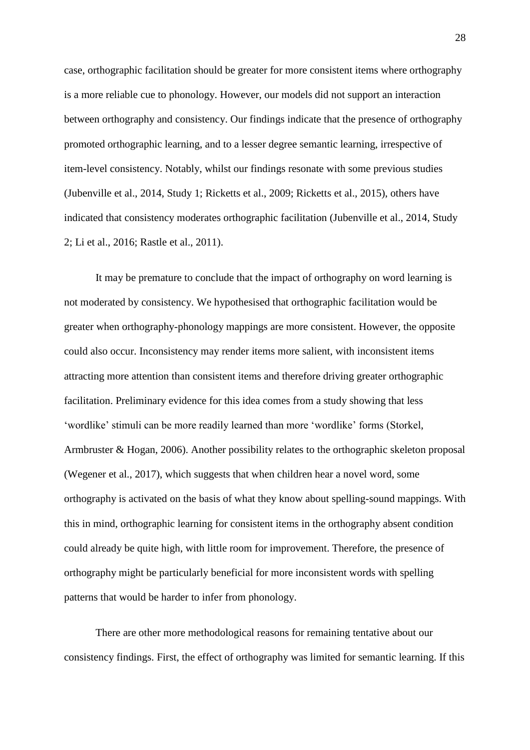case, orthographic facilitation should be greater for more consistent items where orthography is a more reliable cue to phonology. However, our models did not support an interaction between orthography and consistency. Our findings indicate that the presence of orthography promoted orthographic learning, and to a lesser degree semantic learning, irrespective of item-level consistency. Notably, whilst our findings resonate with some previous studies (Jubenville et al., 2014, Study 1; Ricketts et al., 2009; Ricketts et al., 2015), others have indicated that consistency moderates orthographic facilitation (Jubenville et al., 2014, Study 2; Li et al., 2016; Rastle et al., 2011).

It may be premature to conclude that the impact of orthography on word learning is not moderated by consistency. We hypothesised that orthographic facilitation would be greater when orthography-phonology mappings are more consistent. However, the opposite could also occur. Inconsistency may render items more salient, with inconsistent items attracting more attention than consistent items and therefore driving greater orthographic facilitation. Preliminary evidence for this idea comes from a study showing that less 'wordlike' stimuli can be more readily learned than more 'wordlike' forms (Storkel, Armbruster & Hogan, 2006). Another possibility relates to the orthographic skeleton proposal (Wegener et al., 2017), which suggests that when children hear a novel word, some orthography is activated on the basis of what they know about spelling-sound mappings. With this in mind, orthographic learning for consistent items in the orthography absent condition could already be quite high, with little room for improvement. Therefore, the presence of orthography might be particularly beneficial for more inconsistent words with spelling patterns that would be harder to infer from phonology.

There are other more methodological reasons for remaining tentative about our consistency findings. First, the effect of orthography was limited for semantic learning. If this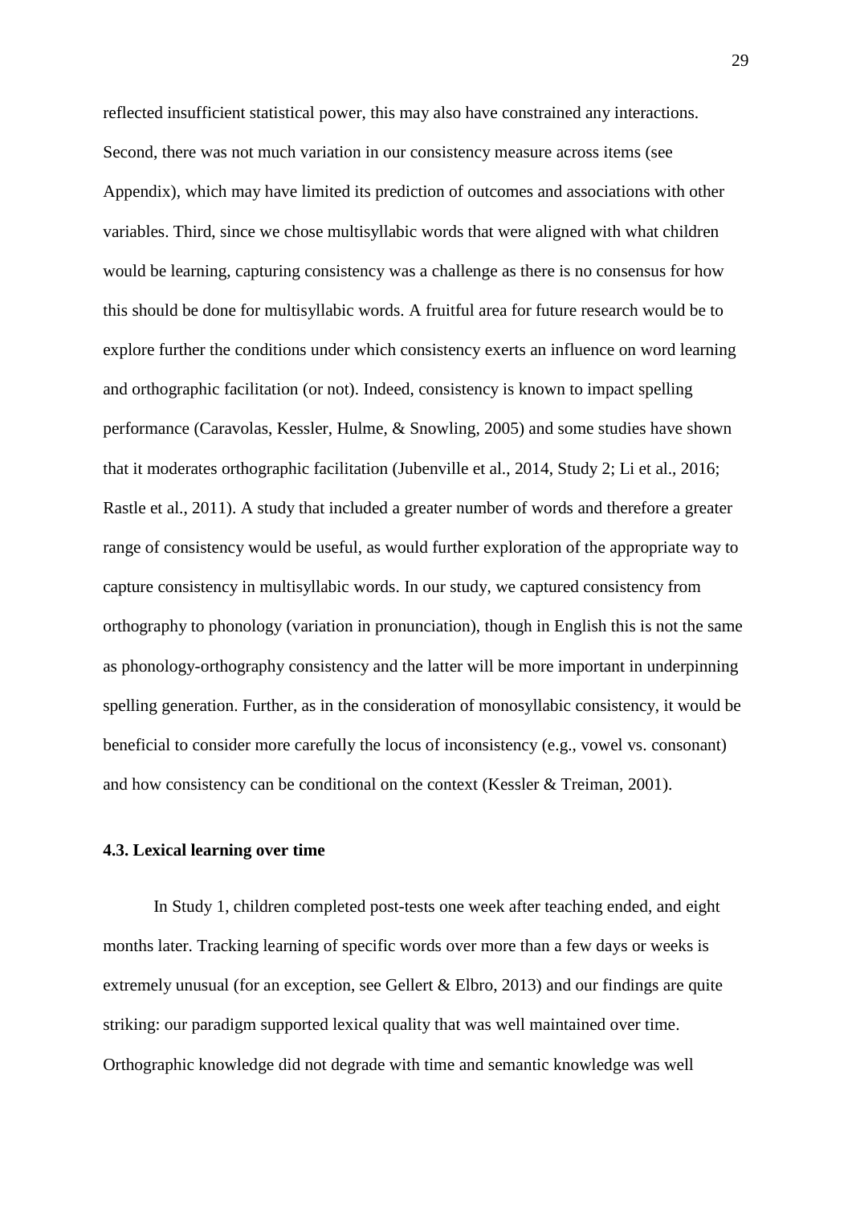reflected insufficient statistical power, this may also have constrained any interactions. Second, there was not much variation in our consistency measure across items (see Appendix), which may have limited its prediction of outcomes and associations with other variables. Third, since we chose multisyllabic words that were aligned with what children would be learning, capturing consistency was a challenge as there is no consensus for how this should be done for multisyllabic words. A fruitful area for future research would be to explore further the conditions under which consistency exerts an influence on word learning and orthographic facilitation (or not). Indeed, consistency is known to impact spelling performance (Caravolas, Kessler, Hulme, & Snowling, 2005) and some studies have shown that it moderates orthographic facilitation (Jubenville et al., 2014, Study 2; Li et al., 2016; Rastle et al., 2011). A study that included a greater number of words and therefore a greater range of consistency would be useful, as would further exploration of the appropriate way to capture consistency in multisyllabic words. In our study, we captured consistency from orthography to phonology (variation in pronunciation), though in English this is not the same as phonology-orthography consistency and the latter will be more important in underpinning spelling generation. Further, as in the consideration of monosyllabic consistency, it would be beneficial to consider more carefully the locus of inconsistency (e.g., vowel vs. consonant) and how consistency can be conditional on the context (Kessler & Treiman, 2001).

### 4.3. Lexical learning over time

In Study 1, children completed post-tests one week after teaching ended, and eight months later. Tracking learning of specific words over more than a few days or weeks is extremely unusual (for an exception, see Gellert & Elbro, 2013) and our findings are quite striking: our paradigm supported lexical quality that was well maintained over time. Orthographic knowledge did not degrade with time and semantic knowledge was well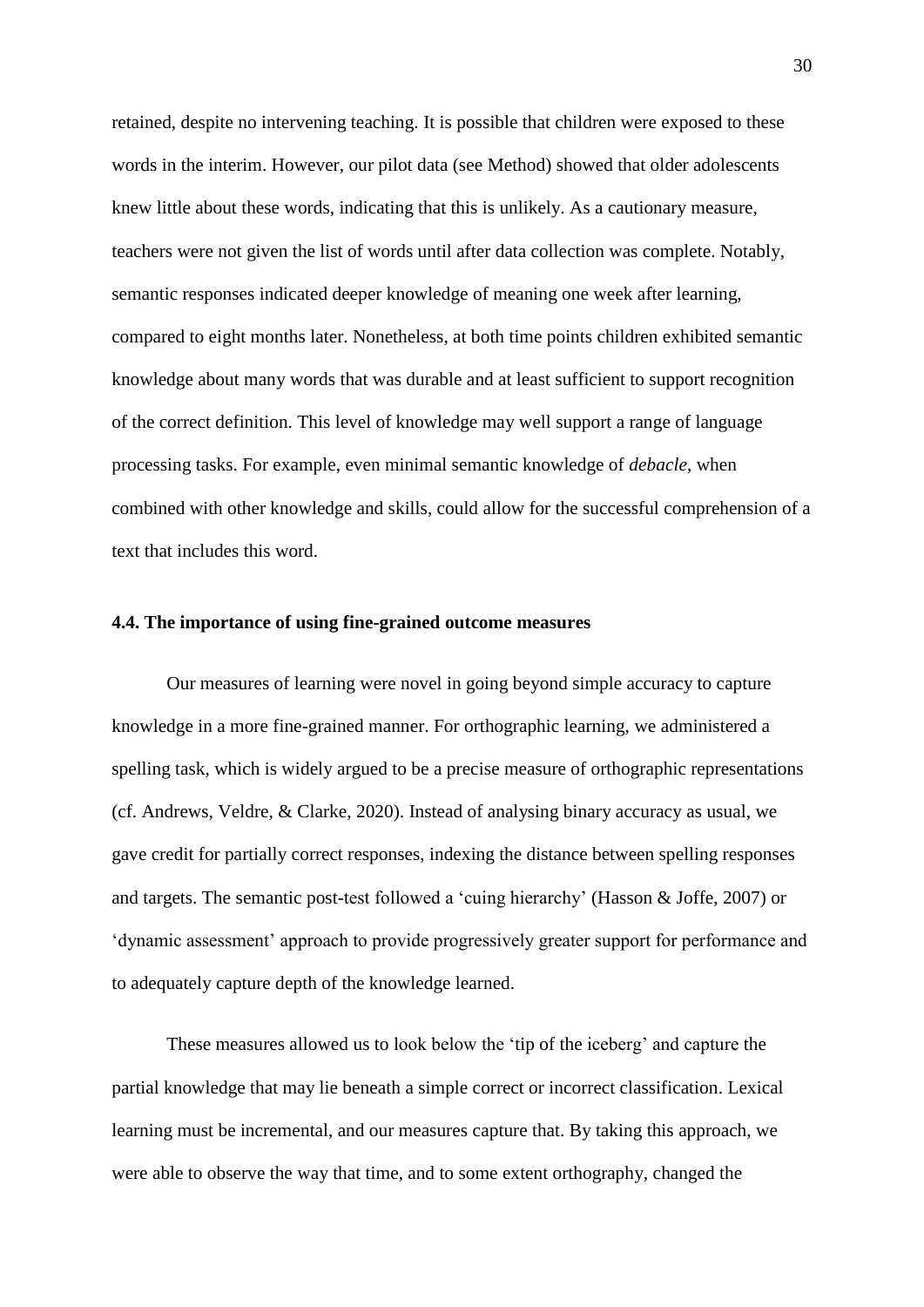retained, despite no intervening teaching. It is possible that children were exposed to these words in the interim. However, our pilot data (see Method) showed that older adolescents knew little about these words, indicating that this is unlikely. As a cautionary measure, teachers were not given the list of words until after data collection was complete. Notably, semantic responses indicated deeper knowledge of meaning one week after learning, compared to eight months later. Nonetheless, at both time points children exhibited semantic knowledge about many words that was durable and at least sufficient to support recognition of the correct definition. This level of knowledge may well support a range of language processing tasks. For example, even minimal semantic knowledge of *debacle*, when combined with other knowledge and skills, could allow for the successful comprehension of a text that includes this word.

### 4.4. The importance of using fine-grained outcome measures

Our measures of learning were novel in going beyond simple accuracy to capture knowledge in a more fine-grained manner. For orthographic learning, we administered a spelling task, which is widely argued to be a precise measure of orthographic representations (cf. Andrews, Veldre, & Clarke, 2020). Instead of analysing binary accuracy as usual, we gave credit for partially correct responses, indexing the distance between spelling responses and targets. The semantic post-test followed a 'cuing hierarchy' (Hasson & Joffe, 2007) or 'dynamic assessment' approach to provide progressively greater support for performance and to adequately capture depth of the knowledge learned.

These measures allowed us to look below the 'tip of the iceberg' and capture the partial knowledge that may lie beneath a simple correct or incorrect classification. Lexical learning must be incremental, and our measures capture that. By taking this approach, we were able to observe the way that time, and to some extent orthography, changed the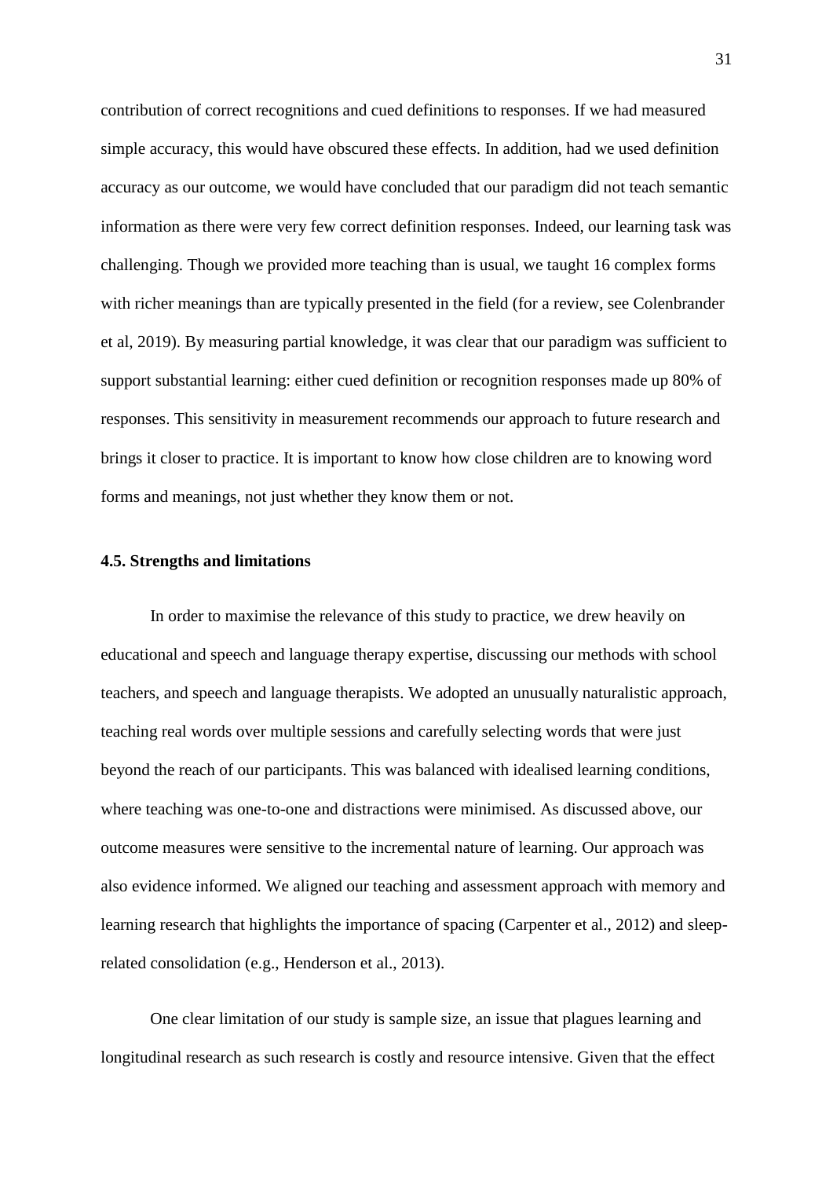contribution of correct recognitions and cued definitions to responses. If we had measured simple accuracy, this would have obscured these effects. In addition, had we used definition accuracy as our outcome, we would have concluded that our paradigm did not teach semantic information as there were very few correct definition responses. Indeed, our learning task was challenging. Though we provided more teaching than is usual, we taught 16 complex forms with richer meanings than are typically presented in the field (for a review, see Colenbrander et al, 2019). By measuring partial knowledge, it was clear that our paradigm was sufficient to support substantial learning: either cued definition or recognition responses made up 80% of responses. This sensitivity in measurement recommends our approach to future research and brings it closer to practice. It is important to know how close children are to knowing word forms and meanings, not just whether they know them or not.

**4.5. Strengths and limitations**

In order to maximise the relevance of this study to practice, we drew heavily on educational and speech and language therapy expertise, discussing our methods with school teachers, and speech and language therapists. We adopted an unusually naturalistic approach, teaching real words over multiple sessions and carefully selecting words that were just beyond the reach of our participants. This was balanced with idealised learning conditions, where teaching was one-to-one and distractions were minimised. As discussed above, our outcome measures were sensitive to the incremental nature of learning. Our approach was also evidence informed. We aligned our teaching and assessment approach with memory and learning research that highlights the importance of spacing (Carpenter et al., 2012) and sleep-related consolidation (e.g., Henderson et al., 2013).

One clear limitation of our study is sample size, an issue that plagues learning and longitudinal research as such research is costly and resource intensive. Given that the effect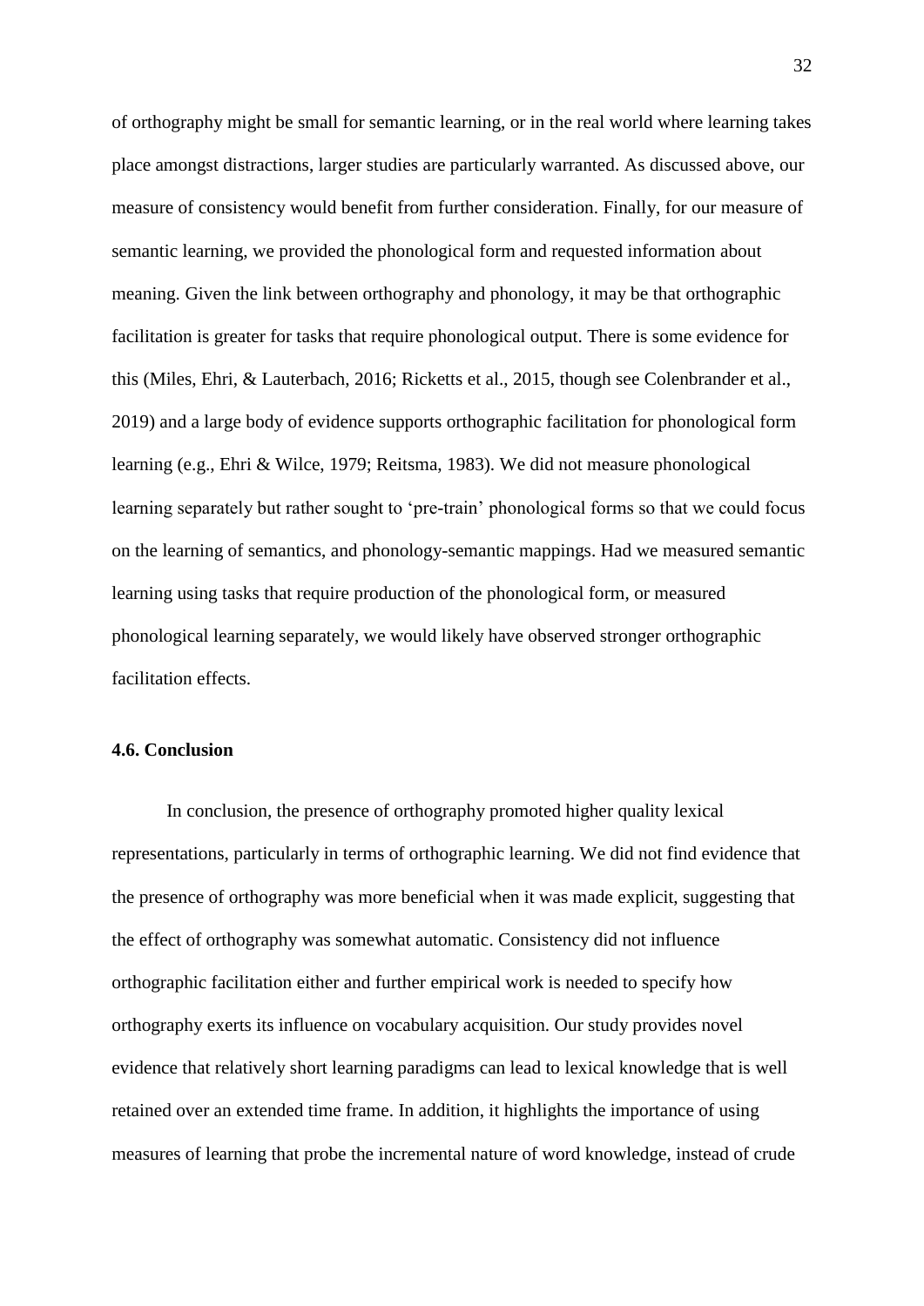of orthography might be small for semantic learning, or in the real world where learning takes place amongst distractions, larger studies are particularly warranted. As discussed above, our measure of consistency would benefit from further consideration. Finally, for our measure of semantic learning, we provided the phonological form and requested information about meaning. Given the link between orthography and phonology, it may be that orthographic facilitation is greater for tasks that require phonological output. There is some evidence for this (Miles, Ehri, & Lauterbach, 2016; Ricketts et al., 2015, though see Colenbrander et al., 2019) and a large body of evidence supports orthographic facilitation for phonological form learning (e.g., Ehri & Wilce, 1979; Reitsma, 1983). We did not measure phonological learning separately but rather sought to 'pre-train' phonological forms so that we could focus on the learning of semantics, and phonology-semantic mappings. Had we measured semantic learning using tasks that require production of the phonological form, or measured phonological learning separately, we would likely have observed stronger orthographic facilitation effects.

### 4.6. Conclusion

In conclusion, the presence of orthography promoted higher quality lexical representations, particularly in terms of orthographic learning. We did not find evidence that the presence of orthography was more beneficial when it was made explicit, suggesting that the effect of orthography was somewhat automatic. Consistency did not influence orthographic facilitation either and further empirical work is needed to specify how orthography exerts its influence on vocabulary acquisition. Our study provides novel evidence that relatively short learning paradigms can lead to lexical knowledge that is well retained over an extended time frame. In addition, it highlights the importance of using measures of learning that probe the incremental nature of word knowledge, instead of crude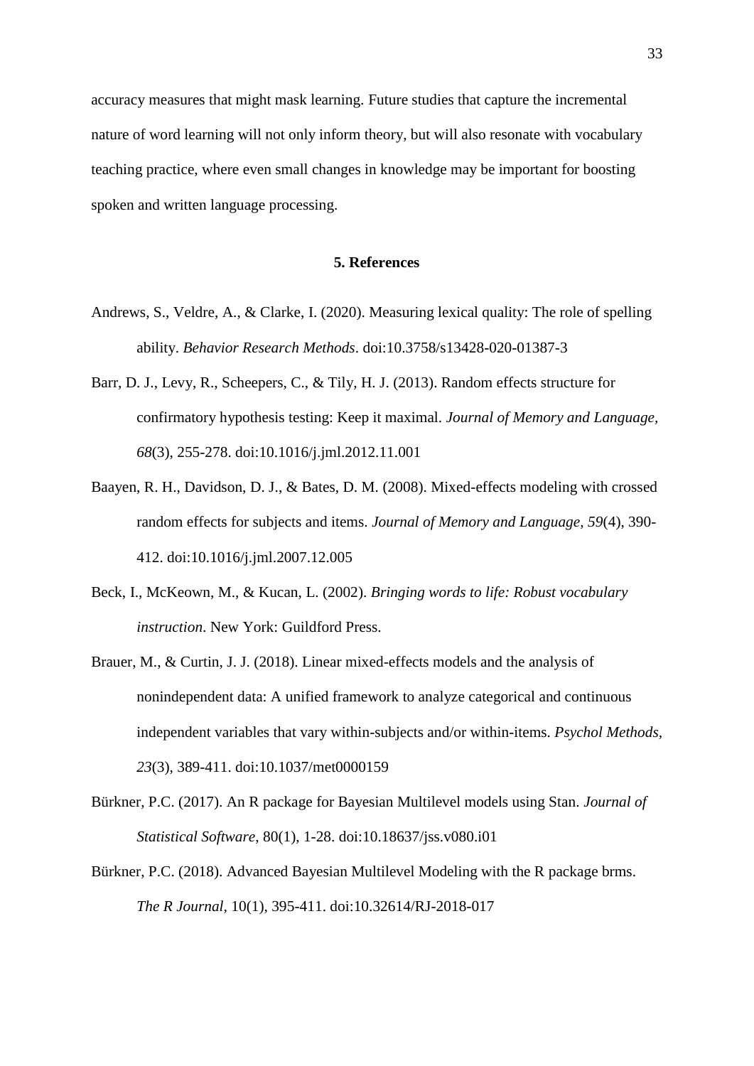accuracy measures that might mask learning. Future studies that capture the incremental nature of word learning will not only inform theory, but will also resonate with vocabulary teaching practice, where even small changes in knowledge may be important for boosting spoken and written language processing.

## 5. References

Andrews, S., Veldre, A., & Clarke, I. (2020). Measuring lexical quality: The role of spelling ability. *Behavior Research Methods*. doi:10.3758/s13428-020-01387-3

Barr, D. J., Levy, R., Scheepers, C., & Tily, H. J. (2013). Random effects structure for confirmatory hypothesis testing: Keep it maximal. *Journal of Memory and Language, 68*(3), 255-278. doi:10.1016/j.jml.2012.11.001

Baayen, R. H., Davidson, D. J., & Bates, D. M. (2008). Mixed-effects modeling with crossed random effects for subjects and items. *Journal of Memory and Language, 59*(4), 390-412. doi:10.1016/j.jml.2007.12.005

Beck, I., McKeown, M., & Kucan, L. (2002). *Bringing words to life: Robust vocabulary instruction*. New York: Guildford Press.

Brauer, M., & Curtin, J. J. (2018). Linear mixed-effects models and the analysis of nonindependent data: A unified framework to analyze categorical and continuous independent variables that vary within-subjects and/or within-items. *Psychol Methods, 23*(3), 389-411. doi:10.1037/met0000159

Bürkner, P.C. (2017). An R package for Bayesian Multilevel models using Stan. *Journal of Statistical Software*, 80(1), 1-28. doi:10.18637/jss.v080.i01

Bürkner, P.C. (2018). Advanced Bayesian Multilevel Modeling with the R package brms. *The R Journal*, 10(1), 395-411. doi:10.32614/RJ-2018-017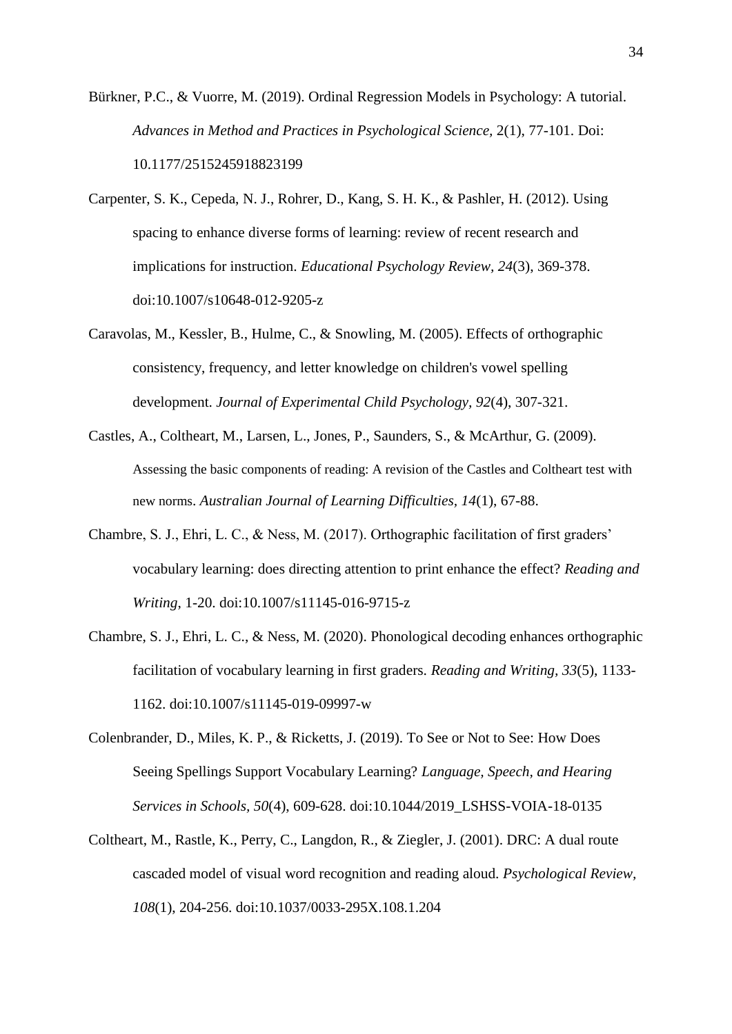Bürkner, P.C., & Vuorre, M. (2019). Ordinal Regression Models in Psychology: A tutorial. *Advances in Method and Practices in Psychological Science*, 2(1), 77-101. Doi: 10.1177/2515245918823199

Carpenter, S. K., Cepeda, N. J., Rohrer, D., Kang, S. H. K., & Pashler, H. (2012). Using spacing to enhance diverse forms of learning: review of recent research and implications for instruction. *Educational Psychology Review, 24*(3), 369-378. doi:10.1007/s10648-012-9205-z

Caravolas, M., Kessler, B., Hulme, C., & Snowling, M. (2005). Effects of orthographic consistency, frequency, and letter knowledge on children's vowel spelling development. *Journal of Experimental Child Psychology, 92*(4), 307-321.

Castles, A., Coltheart, M., Larsen, L., Jones, P., Saunders, S., & McArthur, G. (2009). Assessing the basic components of reading: A revision of the Castles and Coltheart test with new norms. *Australian Journal of Learning Difficulties, 14*(1), 67-88.

Chambre, S. J., Ehri, L. C., & Ness, M. (2017). Orthographic facilitation of first graders' vocabulary learning: does directing attention to print enhance the effect? *Reading and Writing*, 1-20. doi:10.1007/s11145-016-9715-z

Chambre, S. J., Ehri, L. C., & Ness, M. (2020). Phonological decoding enhances orthographic facilitation of vocabulary learning in first graders. *Reading and Writing, 33*(5), 1133-1162. doi:10.1007/s11145-019-09997-w

Colenbrander, D., Miles, K. P., & Ricketts, J. (2019). To See or Not to See: How Does Seeing Spellings Support Vocabulary Learning? *Language, Speech, and Hearing Services in Schools, 50*(4), 609-628. doi:10.1044/2019_LSHSS-VOIA-18-0135

Coltheart, M., Rastle, K., Perry, C., Langdon, R., & Ziegler, J. (2001). DRC: A dual route cascaded model of visual word recognition and reading aloud. *Psychological Review, 108*(1), 204-256. doi:10.1037/0033-295X.108.1.204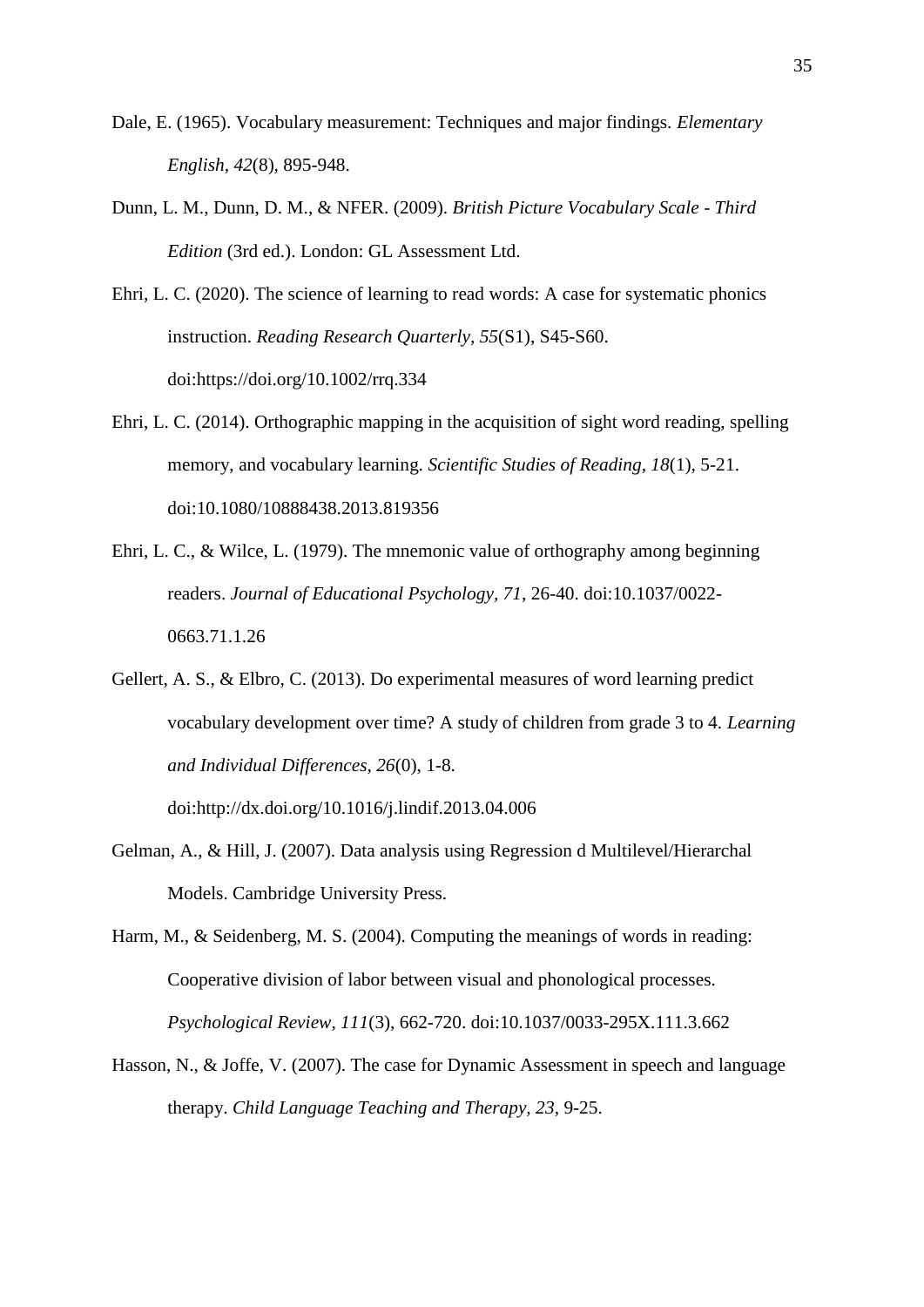Dale, E. (1965). Vocabulary measurement: Techniques and major findings. *Elementary English, 42*(8), 895-948.

Dunn, L. M., Dunn, D. M., & NFER. (2009). *British Picture Vocabulary Scale - Third Edition* (3rd ed.). London: GL Assessment Ltd.

Ehri, L. C. (2020). The science of learning to read words: A case for systematic phonics instruction. *Reading Research Quarterly, 55*(S1), S45-S60. doi:https://doi.org/10.1002/rrq.334

Ehri, L. C. (2014). Orthographic mapping in the acquisition of sight word reading, spelling memory, and vocabulary learning. *Scientific Studies of Reading, 18*(1), 5-21. doi:10.1080/10888438.2013.819356

Ehri, L. C., & Wilce, L. (1979). The mnemonic value of orthography among beginning readers. *Journal of Educational Psychology, 71*, 26-40. doi:10.1037/0022-0663.71.1.26

Gellert, A. S., & Elbro, C. (2013). Do experimental measures of word learning predict vocabulary development over time? A study of children from grade 3 to 4. *Learning and Individual Differences, 26*(0), 1-8. doi:http://dx.doi.org/10.1016/j.lindif.2013.04.006

Gelman, A., & Hill, J. (2007). Data analysis using Regression d Multilevel/Hierarchal Models. Cambridge University Press.

Harm, M., & Seidenberg, M. S. (2004). Computing the meanings of words in reading: Cooperative division of labor between visual and phonological processes. *Psychological Review, 111*(3), 662-720. doi:10.1037/0033-295X.111.3.662

Hasson, N., & Joffe, V. (2007). The case for Dynamic Assessment in speech and language therapy. *Child Language Teaching and Therapy, 23*, 9-25.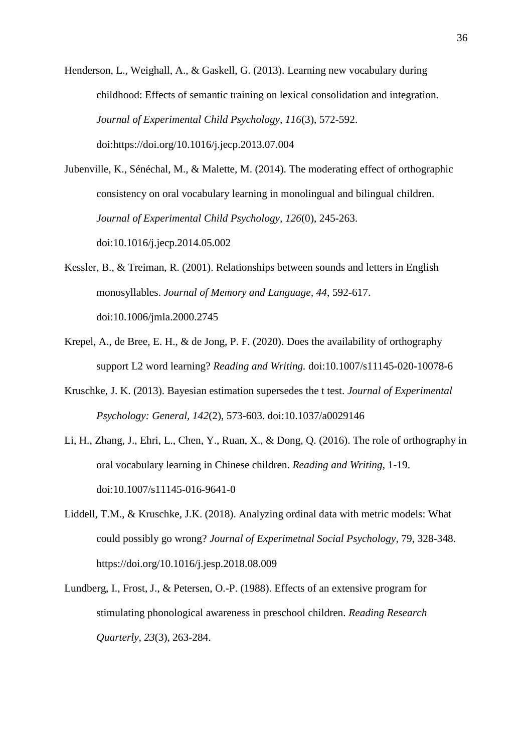Henderson, L., Weighall, A., & Gaskell, G. (2013). Learning new vocabulary during childhood: Effects of semantic training on lexical consolidation and integration. *Journal of Experimental Child Psychology, 116*(3), 572-592. doi:https://doi.org/10.1016/j.jecp.2013.07.004

Jubenville, K., Sénéchal, M., & Malette, M. (2014). The moderating effect of orthographic consistency on oral vocabulary learning in monolingual and bilingual children. *Journal of Experimental Child Psychology, 126*(0), 245-263. doi:10.1016/j.jecp.2014.05.002

Kessler, B., & Treiman, R. (2001). Relationships between sounds and letters in English monosyllables. *Journal of Memory and Language, 44*, 592-617. doi:10.1006/jmla.2000.2745

Krepel, A., de Bree, E. H., & de Jong, P. F. (2020). Does the availability of orthography support L2 word learning? *Reading and Writing.* doi:10.1007/s11145-020-10078-6

Kruschke, J. K. (2013). Bayesian estimation supersedes the t test. *Journal of Experimental Psychology: General, 142*(2), 573-603. doi:10.1037/a0029146

Li, H., Zhang, J., Ehri, L., Chen, Y., Ruan, X., & Dong, Q. (2016). The role of orthography in oral vocabulary learning in Chinese children. *Reading and Writing*, 1-19. doi:10.1007/s11145-016-9641-0

Liddell, T.M., & Kruschke, J.K. (2018). Analyzing ordinal data with metric models: What could possibly go wrong? *Journal of Experimetnal Social Psychology,* 79, 328-348. https://doi.org/10.1016/j.jesp.2018.08.009

Lundberg, I., Frost, J., & Petersen, O.-P. (1988). Effects of an extensive program for stimulating phonological awareness in preschool children. *Reading Research Quarterly, 23*(3), 263-284.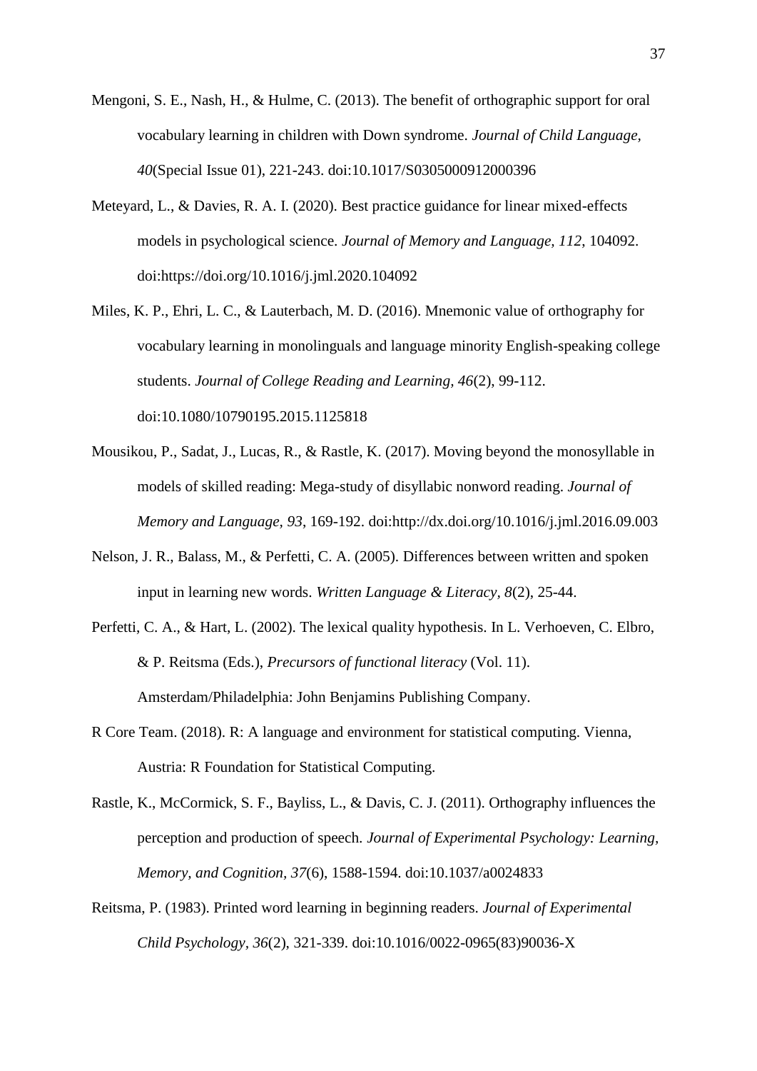Mengoni, S. E., Nash, H., & Hulme, C. (2013). The benefit of orthographic support for oral vocabulary learning in children with Down syndrome. *Journal of Child Language, 40*(Special Issue 01), 221-243. doi:10.1017/S0305000912000396

Meteyard, L., & Davies, R. A. I. (2020). Best practice guidance for linear mixed-effects models in psychological science. *Journal of Memory and Language, 112*, 104092. doi:https://doi.org/10.1016/j.jml.2020.104092

Miles, K. P., Ehri, L. C., & Lauterbach, M. D. (2016). Mnemonic value of orthography for vocabulary learning in monolinguals and language minority English-speaking college students. *Journal of College Reading and Learning, 46*(2), 99-112. doi:10.1080/10790195.2015.1125818

Mousikou, P., Sadat, J., Lucas, R., & Rastle, K. (2017). Moving beyond the monosyllable in models of skilled reading: Mega-study of disyllabic nonword reading. *Journal of Memory and Language, 93*, 169-192. doi:http://dx.doi.org/10.1016/j.jml.2016.09.003

Nelson, J. R., Balass, M., & Perfetti, C. A. (2005). Differences between written and spoken input in learning new words. *Written Language & Literacy, 8*(2), 25-44.

Perfetti, C. A., & Hart, L. (2002). The lexical quality hypothesis. In L. Verhoeven, C. Elbro, & P. Reitsma (Eds.), *Precursors of functional literacy* (Vol. 11). Amsterdam/Philadelphia: John Benjamins Publishing Company.

R Core Team. (2018). R: A language and environment for statistical computing. Vienna, Austria: R Foundation for Statistical Computing.

Rastle, K., McCormick, S. F., Bayliss, L., & Davis, C. J. (2011). Orthography influences the perception and production of speech. *Journal of Experimental Psychology: Learning, Memory, and Cognition, 37*(6), 1588-1594. doi:10.1037/a0024833

Reitsma, P. (1983). Printed word learning in beginning readers. *Journal of Experimental Child Psychology, 36*(2), 321-339. doi:10.1016/0022-0965(83)90036-X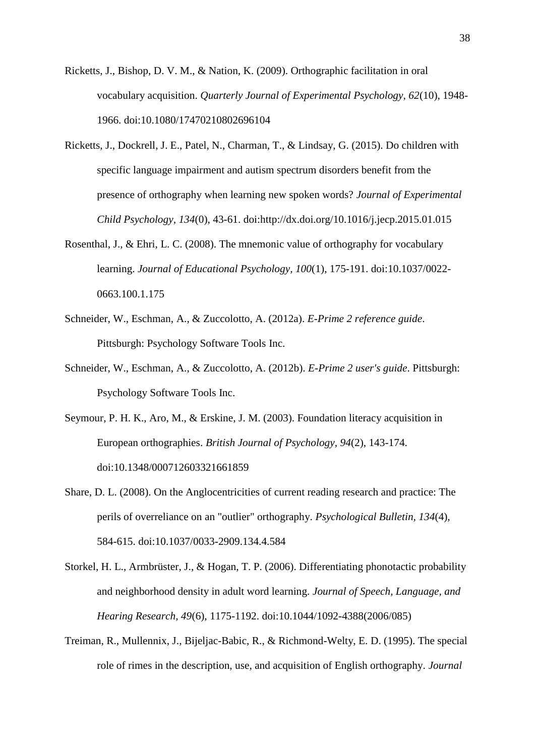Ricketts, J., Bishop, D. V. M., & Nation, K. (2009). Orthographic facilitation in oral vocabulary acquisition. *Quarterly Journal of Experimental Psychology, 62*(10), 1948-1966. doi:10.1080/17470210802696104

Ricketts, J., Dockrell, J. E., Patel, N., Charman, T., & Lindsay, G. (2015). Do children with specific language impairment and autism spectrum disorders benefit from the presence of orthography when learning new spoken words? *Journal of Experimental Child Psychology, 134*(0), 43-61. doi:http://dx.doi.org/10.1016/j.jecp.2015.01.015

Rosenthal, J., & Ehri, L. C. (2008). The mnemonic value of orthography for vocabulary learning. *Journal of Educational Psychology, 100*(1), 175-191. doi:10.1037/0022-0663.100.1.175

Schneider, W., Eschman, A., & Zuccolotto, A. (2012a). *E-Prime 2 reference guide*. Pittsburgh: Psychology Software Tools Inc.

Schneider, W., Eschman, A., & Zuccolotto, A. (2012b). *E-Prime 2 user's guide*. Pittsburgh: Psychology Software Tools Inc.

Seymour, P. H. K., Aro, M., & Erskine, J. M. (2003). Foundation literacy acquisition in European orthographies. *British Journal of Psychology, 94*(2), 143-174. doi:10.1348/000712603321661859

Share, D. L. (2008). On the Anglocentricities of current reading research and practice: The perils of overreliance on an "outlier" orthography. *Psychological Bulletin, 134*(4), 584-615. doi:10.1037/0033-2909.134.4.584

Storkel, H. L., Armbrüster, J., & Hogan, T. P. (2006). Differentiating phonotactic probability and neighborhood density in adult word learning. *Journal of Speech, Language, and Hearing Research, 49*(6), 1175-1192. doi:10.1044/1092-4388(2006/085)

Treiman, R., Mullennix, J., Bijeljac-Babic, R., & Richmond-Welty, E. D. (1995). The special role of rimes in the description, use, and acquisition of English orthography. *Journal*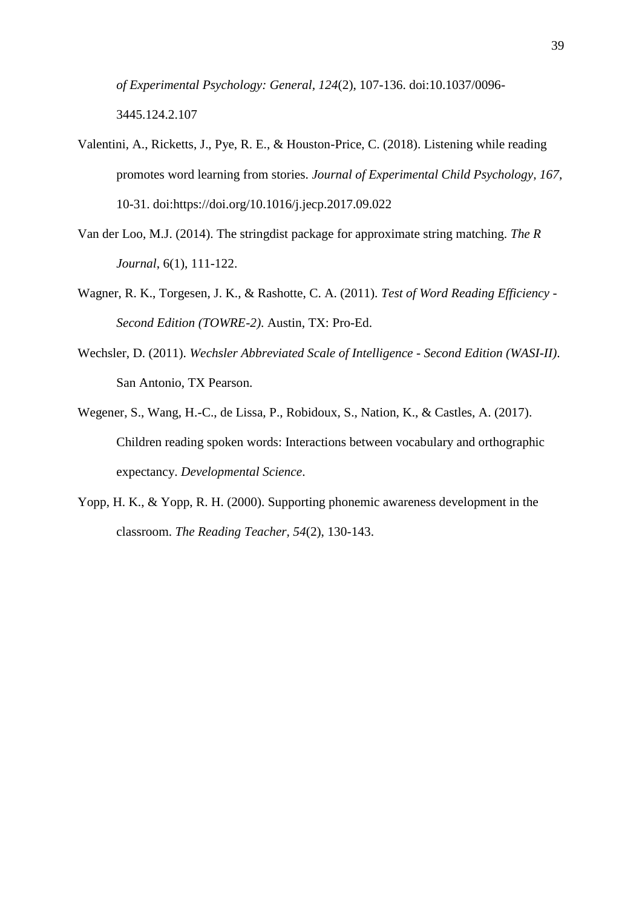*of Experimental Psychology: General, 124*(2), 107-136. doi:10.1037/0096-3445.124.2.107

Valentini, A., Ricketts, J., Pye, R. E., & Houston-Price, C. (2018). Listening while reading promotes word learning from stories. *Journal of Experimental Child Psychology, 167*, 10-31. doi:https://doi.org/10.1016/j.jecp.2017.09.022

Van der Loo, M.J. (2014). The stringdist package for approximate string matching. *The R Journal*, 6(1), 111-122.

Wagner, R. K., Torgesen, J. K., & Rashotte, C. A. (2011). *Test of Word Reading Efficiency - Second Edition (TOWRE-2)*. Austin, TX: Pro-Ed.

Wechsler, D. (2011). *Wechsler Abbreviated Scale of Intelligence - Second Edition (WASI-II)*. San Antonio, TX Pearson.

Wegener, S., Wang, H.-C., de Lissa, P., Robidoux, S., Nation, K., & Castles, A. (2017). Children reading spoken words: Interactions between vocabulary and orthographic expectancy. *Developmental Science*.

Yopp, H. K., & Yopp, R. H. (2000). Supporting phonemic awareness development in the classroom. *The Reading Teacher, 54*(2), 130-143.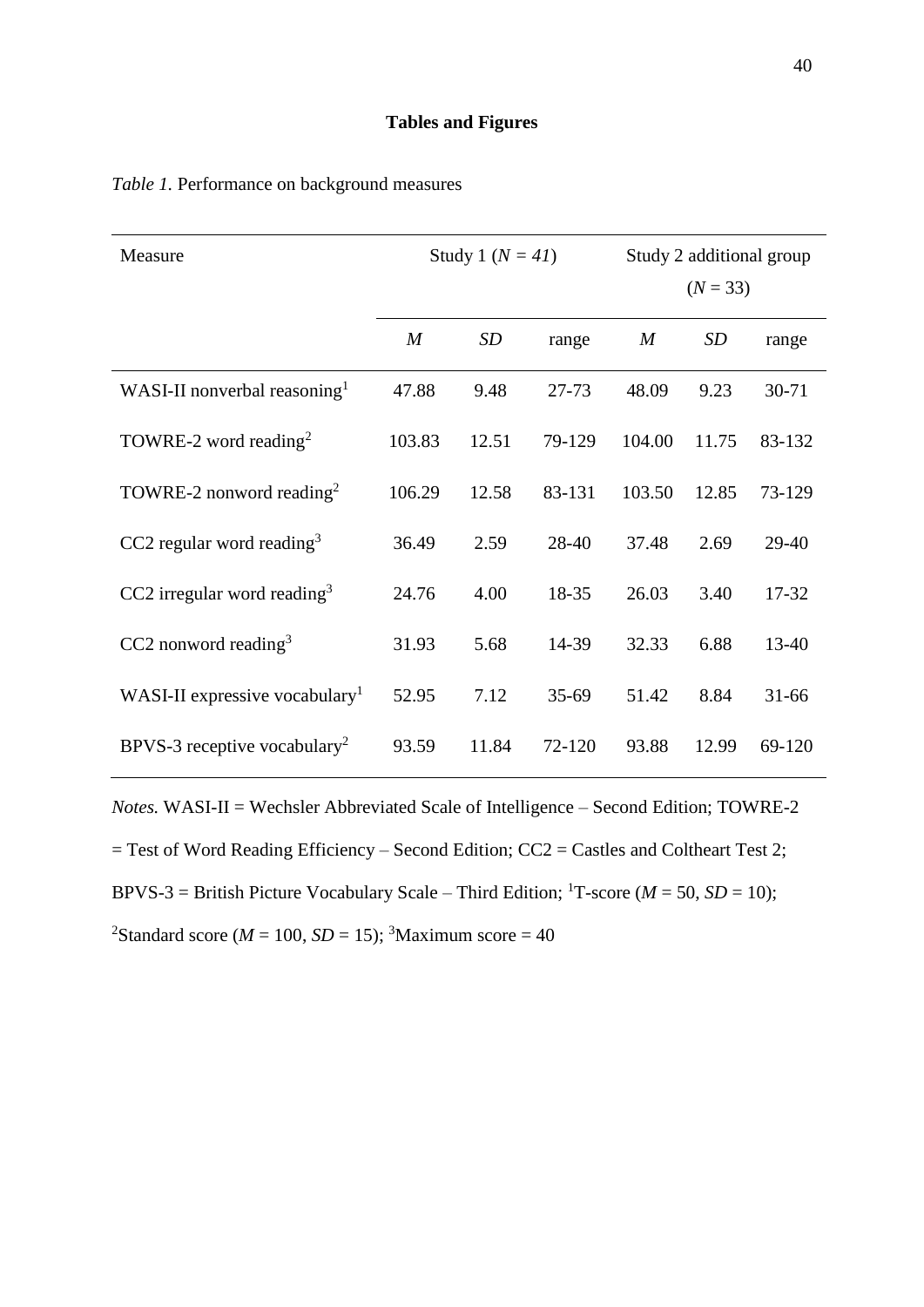# Tables and Figures

*Table 1.* Performance on background measures

| Measure | Study 1 (*N = 41*) | | | Study 2 additional group (*N* = 33) | | |
|---|---|---|---|---|---|---|
| | *M* | *SD* | range | *M* | *SD* | range |
| WASI-II nonverbal reasoning[1] | 47.88 | 9.48 | 27-73 | 48.09 | 9.23 | 30-71 |
| TOWRE-2 word reading[2] | 103.83 | 12.51 | 79-129 | 104.00 | 11.75 | 83-132 |
| TOWRE-2 nonword reading[2] | 106.29 | 12.58 | 83-131 | 103.50 | 12.85 | 73-129 |
| CC2 regular word reading[3] | 36.49 | 2.59 | 28-40 | 37.48 | 2.69 | 29-40 |
| CC2 irregular word reading[3] | 24.76 | 4.00 | 18-35 | 26.03 | 3.40 | 17-32 |
| CC2 nonword reading[3] | 31.93 | 5.68 | 14-39 | 32.33 | 6.88 | 13-40 |
| WASI-II expressive vocabulary[1] | 52.95 | 7.12 | 35-69 | 51.42 | 8.84 | 31-66 |
| BPVS-3 receptive vocabulary[2] | 93.59 | 11.84 | 72-120 | 93.88 | 12.99 | 69-120 |

*Notes.* WASI-II = Wechsler Abbreviated Scale of Intelligence – Second Edition; TOWRE-2 = Test of Word Reading Efficiency – Second Edition; CC2 = Castles and Coltheart Test 2; BPVS-3 = British Picture Vocabulary Scale – Third Edition; [1]T-score (*M* = 50, *SD* = 10); [2]Standard score (*M* = 100, *SD* = 15); [3]Maximum score = 40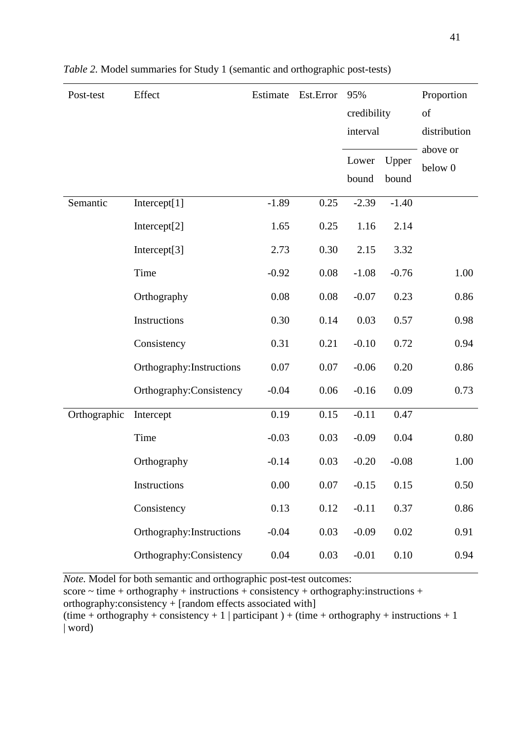*Table 2.* Model summaries for Study 1 (semantic and orthographic post-tests)

| Post-test | Effect | Estimate | Est.Error | 95% credibility interval | | Proportion of distribution above or below 0 |
|---|---|---|---|---|---|---|
| | | | | Lower bound | Upper bound | |
| Semantic | Intercept[1] | -1.89 | 0.25 | -2.39 | -1.40 | |
| | Intercept[2] | 1.65 | 0.25 | 1.16 | 2.14 | |
| | Intercept[3] | 2.73 | 0.30 | 2.15 | 3.32 | |
| | Time | -0.92 | 0.08 | -1.08 | -0.76 | 1.00 |
| | Orthography | 0.08 | 0.08 | -0.07 | 0.23 | 0.86 |
| | Instructions | 0.30 | 0.14 | 0.03 | 0.57 | 0.98 |
| | Consistency | 0.31 | 0.21 | -0.10 | 0.72 | 0.94 |
| | Orthography:Instructions | 0.07 | 0.07 | -0.06 | 0.20 | 0.86 |
| | Orthography:Consistency | -0.04 | 0.06 | -0.16 | 0.09 | 0.73 |
| Orthographic | Intercept | 0.19 | 0.15 | -0.11 | 0.47 | |
| | Time | -0.03 | 0.03 | -0.09 | 0.04 | 0.80 |
| | Orthography | -0.14 | 0.03 | -0.20 | -0.08 | 1.00 |
| | Instructions | 0.00 | 0.07 | -0.15 | 0.15 | 0.50 |
| | Consistency | 0.13 | 0.12 | -0.11 | 0.37 | 0.86 |
| | Orthography:Instructions | -0.04 | 0.03 | -0.09 | 0.02 | 0.91 |
| | Orthography:Consistency | 0.04 | 0.03 | -0.01 | 0.10 | 0.94 |

*Note.* Model for both semantic and orthographic post-test outcomes:
score ~ time + orthography + instructions + consistency + orthography:instructions + orthography:consistency + [random effects associated with]
(time + orthography + consistency + 1 | participant ) + (time + orthography + instructions + 1 | word)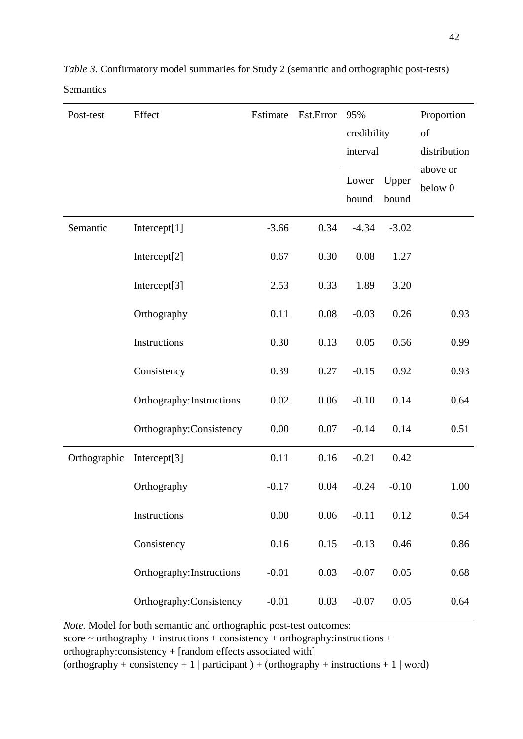*Table 3.* Confirmatory model summaries for Study 2 (semantic and orthographic post-tests)

Semantics

| Post-test | Effect | Estimate | Est.Error | 95% credibility interval | | Proportion of distribution above or below 0 |
|---|---|---|---|---|---|---|
| | | | | Lower bound | Upper bound | |
| Semantic | Intercept[1] | -3.66 | 0.34 | -4.34 | -3.02 | |
| | Intercept[2] | 0.67 | 0.30 | 0.08 | 1.27 | |
| | Intercept[3] | 2.53 | 0.33 | 1.89 | 3.20 | |
| | Orthography | 0.11 | 0.08 | -0.03 | 0.26 | 0.93 |
| | Instructions | 0.30 | 0.13 | 0.05 | 0.56 | 0.99 |
| | Consistency | 0.39 | 0.27 | -0.15 | 0.92 | 0.93 |
| | Orthography:Instructions | 0.02 | 0.06 | -0.10 | 0.14 | 0.64 |
| | Orthography:Consistency | 0.00 | 0.07 | -0.14 | 0.14 | 0.51 |
| Orthographic | Intercept[3] | 0.11 | 0.16 | -0.21 | 0.42 | |
| | Orthography | -0.17 | 0.04 | -0.24 | -0.10 | 1.00 |
| | Instructions | 0.00 | 0.06 | -0.11 | 0.12 | 0.54 |
| | Consistency | 0.16 | 0.15 | -0.13 | 0.46 | 0.86 |
| | Orthography:Instructions | -0.01 | 0.03 | -0.07 | 0.05 | 0.68 |
| | Orthography:Consistency | -0.01 | 0.03 | -0.07 | 0.05 | 0.64 |

*Note.* Model for both semantic and orthographic post-test outcomes:
score ~ orthography + instructions + consistency + orthography:instructions + orthography:consistency + [random effects associated with]
(orthography + consistency + 1 | participant ) + (orthography + instructions + 1 | word)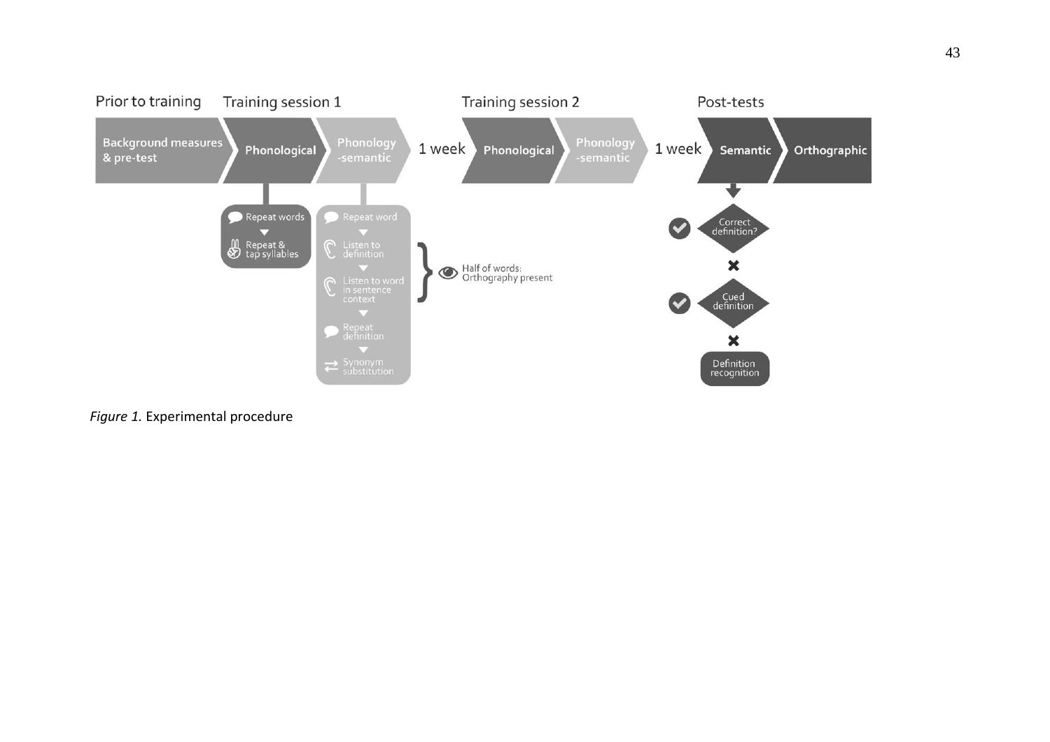Prior to training | Training session 1 | Training session 2 | Post-tests

Background measures & pre-test → Phonological → Phonology-semantic → 1 week → Phonological → Phonology-semantic → 1 week → Semantic → Orthographic

Phonological:
- Repeat words
- Repeat & tap syllables

Phonology-semantic:
- Repeat word
- Listen to definition
- Listen to word in sentence context
- Repeat definition
- Synonym substitution

Half of words: Orthography present

Semantic:
- Correct definition?
- Cued definition
- Definition recognition

*Figure 1.* Experimental procedure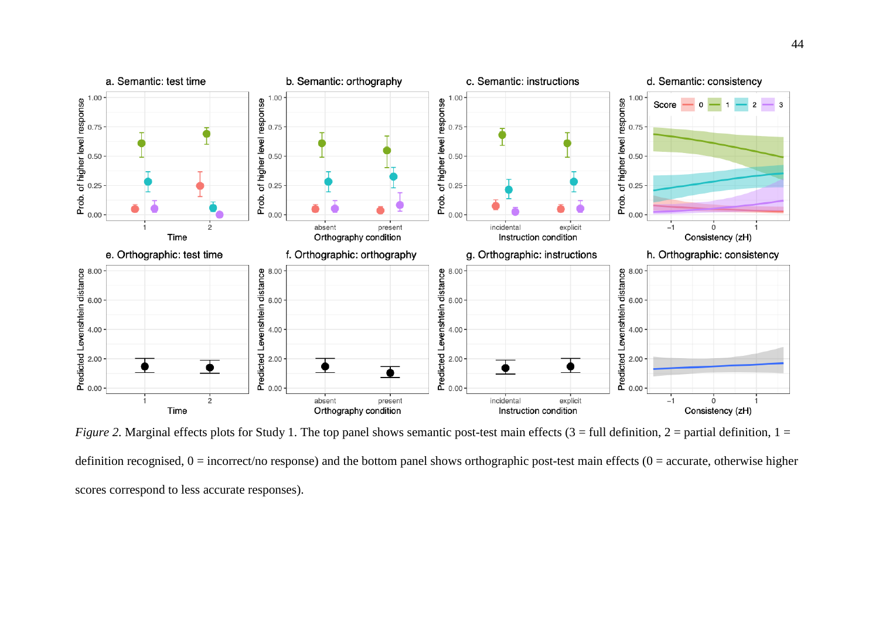*Figure 2.* Marginal effects plots for Study 1. The top panel shows semantic post-test main effects (3 = full definition, 2 = partial definition, 1 = definition recognised, 0 = incorrect/no response) and the bottom panel shows orthographic post-test main effects (0 = accurate, otherwise higher scores correspond to less accurate responses).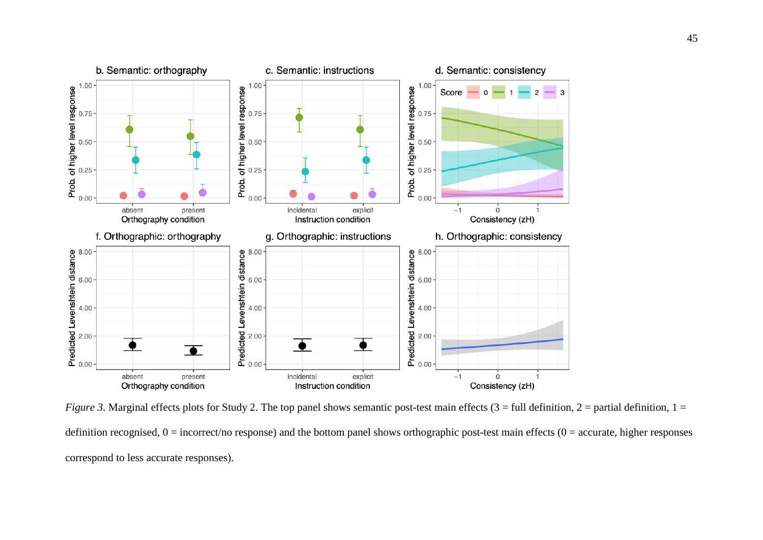*Figure 3.* Marginal effects plots for Study 2. The top panel shows semantic post-test main effects (3 = full definition, 2 = partial definition, 1 = definition recognised, 0 = incorrect/no response) and the bottom panel shows orthographic post-test main effects (0 = accurate, higher responses correspond to less accurate responses).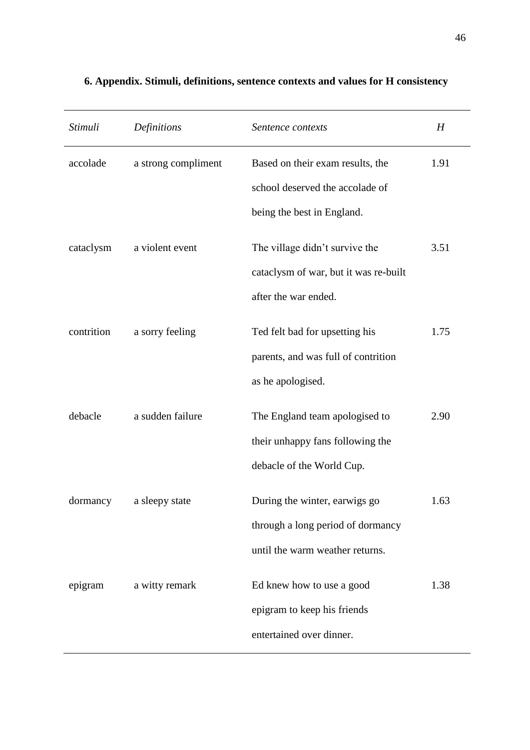**6. Appendix. Stimuli, definitions, sentence contexts and values for H consistency**

| *Stimuli* | *Definitions* | *Sentence contexts* | *H* |
|---|---|---|---|
| accolade | a strong compliment | Based on their exam results, the school deserved the accolade of being the best in England. | 1.91 |
| cataclysm | a violent event | The village didn't survive the cataclysm of war, but it was re-built after the war ended. | 3.51 |
| contrition | a sorry feeling | Ted felt bad for upsetting his parents, and was full of contrition as he apologised. | 1.75 |
| debacle | a sudden failure | The England team apologised to their unhappy fans following the debacle of the World Cup. | 2.90 |
| dormancy | a sleepy state | During the winter, earwigs go through a long period of dormancy until the warm weather returns. | 1.63 |
| epigram | a witty remark | Ed knew how to use a good epigram to keep his friends entertained over dinner. | 1.38 |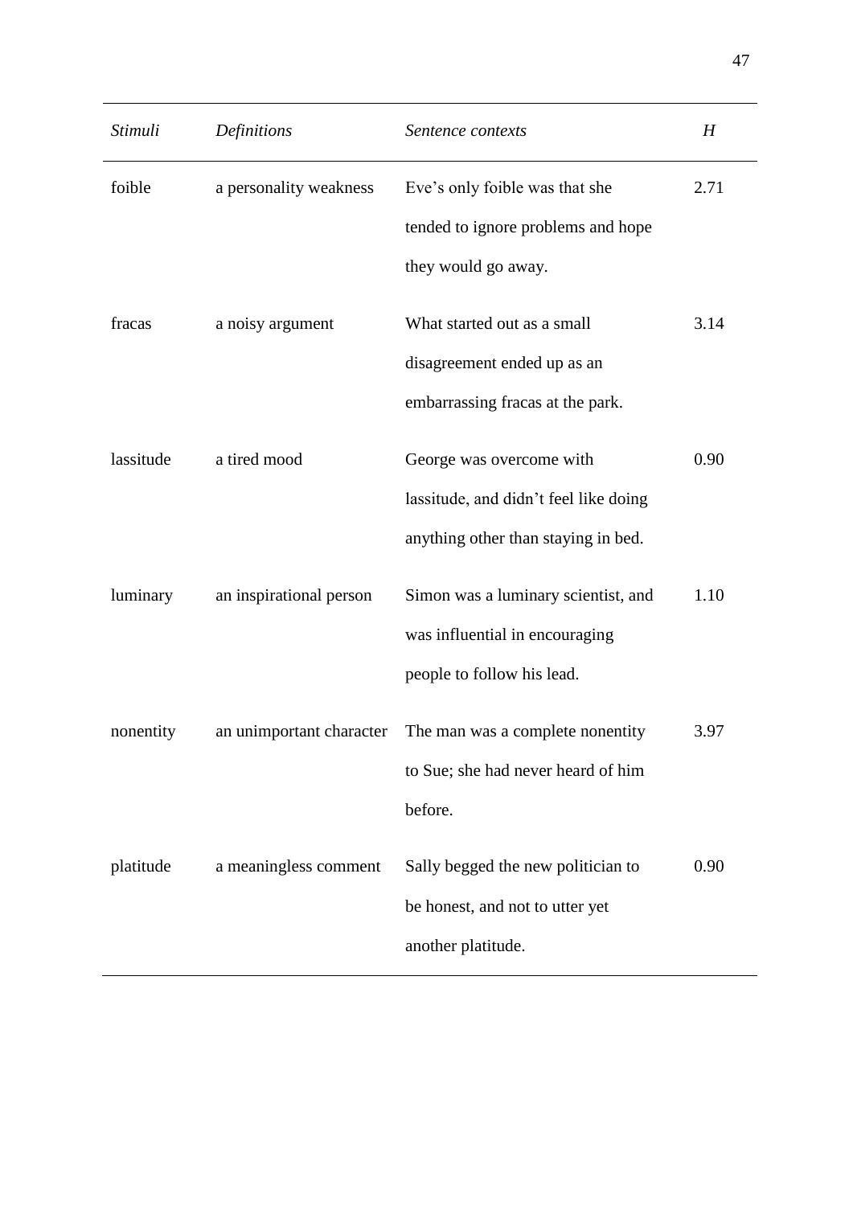| *Stimuli* | *Definitions* | *Sentence contexts* | *H* |
|---|---|---|---|
| foible | a personality weakness | Eve's only foible was that she tended to ignore problems and hope they would go away. | 2.71 |
| fracas | a noisy argument | What started out as a small disagreement ended up as an embarrassing fracas at the park. | 3.14 |
| lassitude | a tired mood | George was overcome with lassitude, and didn't feel like doing anything other than staying in bed. | 0.90 |
| luminary | an inspirational person | Simon was a luminary scientist, and was influential in encouraging people to follow his lead. | 1.10 |
| nonentity | an unimportant character | The man was a complete nonentity to Sue; she had never heard of him before. | 3.97 |
| platitude | a meaningless comment | Sally begged the new politician to be honest, and not to utter yet another platitude. | 0.90 |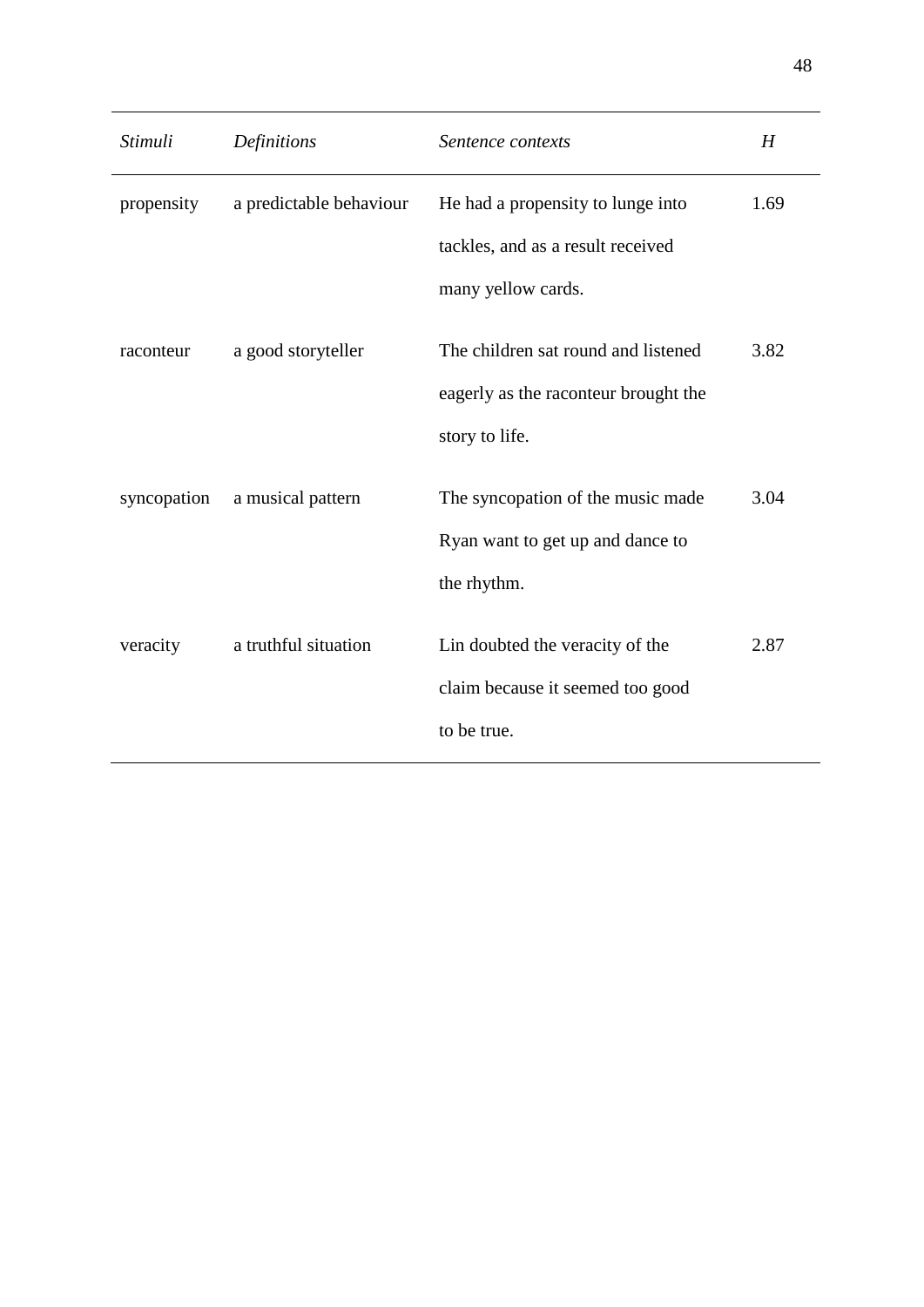| *Stimuli* | *Definitions* | *Sentence contexts* | *H* |
|---|---|---|---|
| propensity | a predictable behaviour | He had a propensity to lunge into tackles, and as a result received many yellow cards. | 1.69 |
| raconteur | a good storyteller | The children sat round and listened eagerly as the raconteur brought the story to life. | 3.82 |
| syncopation | a musical pattern | The syncopation of the music made Ryan want to get up and dance to the rhythm. | 3.04 |
| veracity | a truthful situation | Lin doubted the veracity of the claim because it seemed too good to be true. | 2.87 |